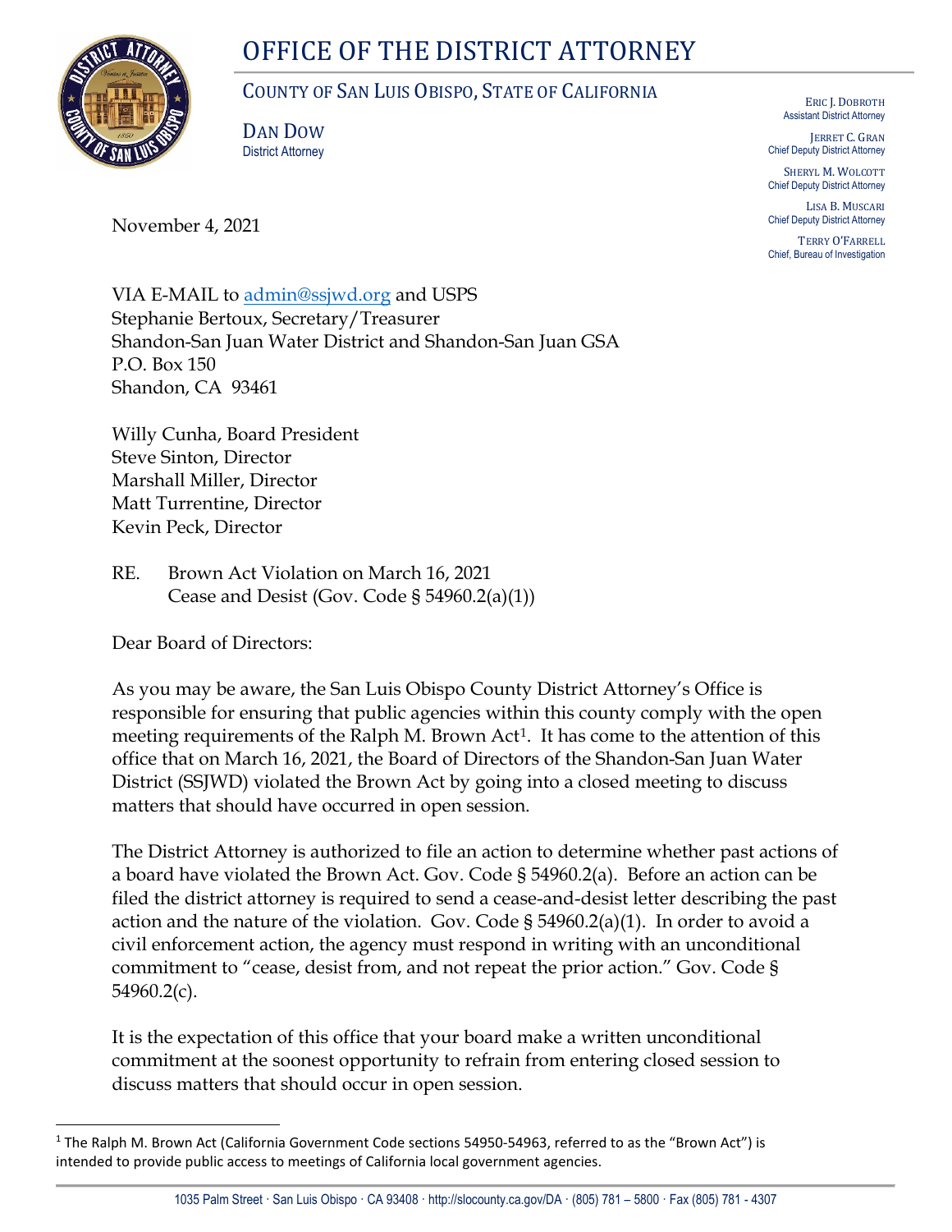# OFFICE OF THE DISTRICT ATTORNEY

## COUNTY OF SAN LUIS OBISPO, STATE OF CALIFORNIA

DAN DOW
District Attorney

ERIC J. DOBROTH
Assistant District Attorney

JERRET C. GRAN
Chief Deputy District Attorney

SHERYL M. WOLCOTT
Chief Deputy District Attorney

LISA B. MUSCARI
Chief Deputy District Attorney

TERRY O'FARRELL
Chief, Bureau of Investigation

November 4, 2021

VIA E-MAIL to admin@ssjwd.org and USPS
Stephanie Bertoux, Secretary/Treasurer
Shandon-San Juan Water District and Shandon-San Juan GSA
P.O. Box 150
Shandon, CA 93461

Willy Cunha, Board President
Steve Sinton, Director
Marshall Miller, Director
Matt Turrentine, Director
Kevin Peck, Director

RE. Brown Act Violation on March 16, 2021
Cease and Desist (Gov. Code § 54960.2(a)(1))

Dear Board of Directors:

As you may be aware, the San Luis Obispo County District Attorney's Office is responsible for ensuring that public agencies within this county comply with the open meeting requirements of the Ralph M. Brown Act[1]. It has come to the attention of this office that on March 16, 2021, the Board of Directors of the Shandon-San Juan Water District (SSJWD) violated the Brown Act by going into a closed meeting to discuss matters that should have occurred in open session.

The District Attorney is authorized to file an action to determine whether past actions of a board have violated the Brown Act. Gov. Code § 54960.2(a). Before an action can be filed the district attorney is required to send a cease-and-desist letter describing the past action and the nature of the violation. Gov. Code § 54960.2(a)(1). In order to avoid a civil enforcement action, the agency must respond in writing with an unconditional commitment to "cease, desist from, and not repeat the prior action." Gov. Code § 54960.2(c).

It is the expectation of this office that your board make a written unconditional commitment at the soonest opportunity to refrain from entering closed session to discuss matters that should occur in open session.

[1] The Ralph M. Brown Act (California Government Code sections 54950-54963, referred to as the "Brown Act") is intended to provide public access to meetings of California local government agencies.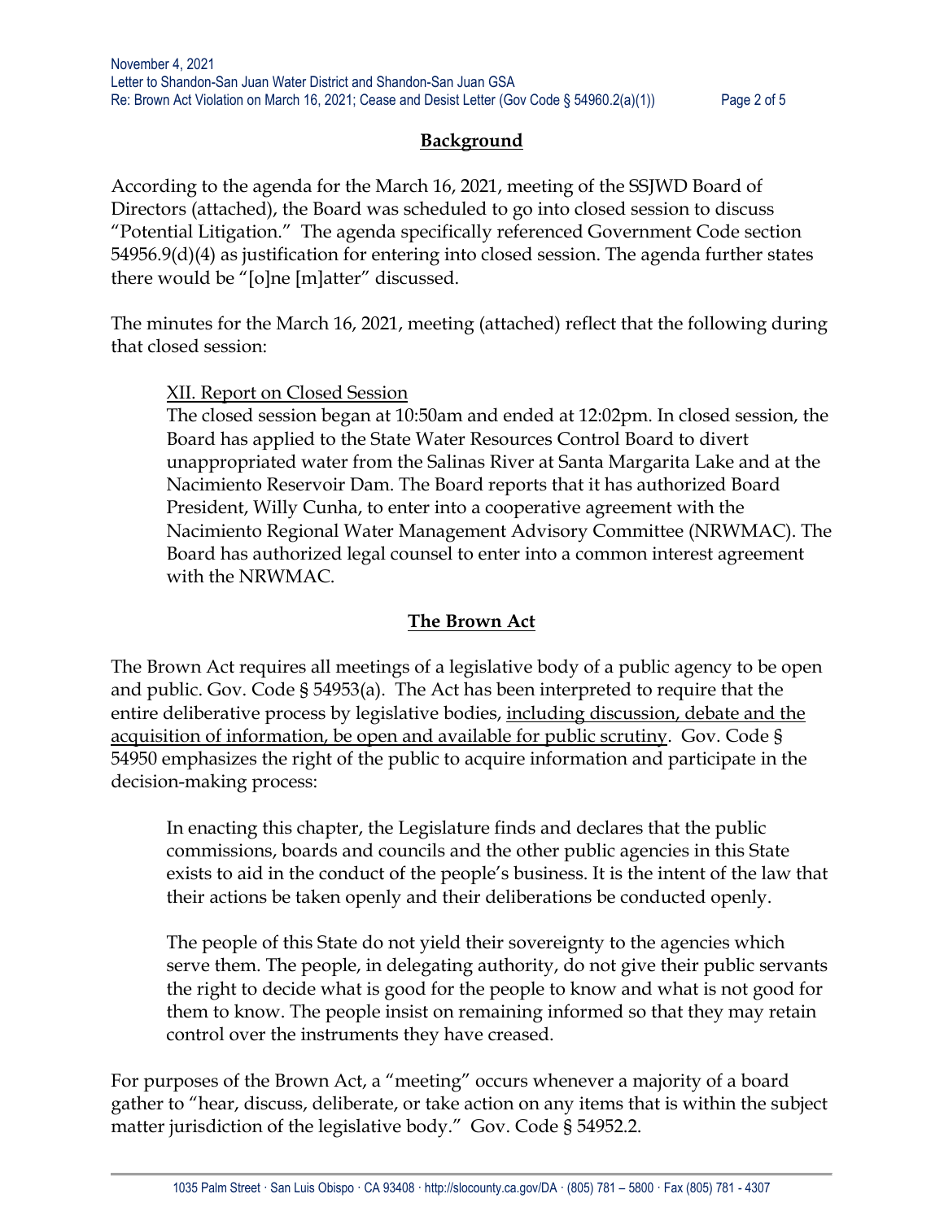## Background

According to the agenda for the March 16, 2021, meeting of the SSJWD Board of Directors (attached), the Board was scheduled to go into closed session to discuss "Potential Litigation." The agenda specifically referenced Government Code section 54956.9(d)(4) as justification for entering into closed session. The agenda further states there would be "[o]ne [m]atter" discussed.

The minutes for the March 16, 2021, meeting (attached) reflect that the following during that closed session:

> XII. Report on Closed Session
>
> The closed session began at 10:50am and ended at 12:02pm. In closed session, the Board has applied to the State Water Resources Control Board to divert unappropriated water from the Salinas River at Santa Margarita Lake and at the Nacimiento Reservoir Dam. The Board reports that it has authorized Board President, Willy Cunha, to enter into a cooperative agreement with the Nacimiento Regional Water Management Advisory Committee (NRWMAC). The Board has authorized legal counsel to enter into a common interest agreement with the NRWMAC.

## The Brown Act

The Brown Act requires all meetings of a legislative body of a public agency to be open and public. Gov. Code § 54953(a). The Act has been interpreted to require that the entire deliberative process by legislative bodies, including discussion, debate and the acquisition of information, be open and available for public scrutiny. Gov. Code § 54950 emphasizes the right of the public to acquire information and participate in the decision-making process:

> In enacting this chapter, the Legislature finds and declares that the public commissions, boards and councils and the other public agencies in this State exists to aid in the conduct of the people's business. It is the intent of the law that their actions be taken openly and their deliberations be conducted openly.
>
> The people of this State do not yield their sovereignty to the agencies which serve them. The people, in delegating authority, do not give their public servants the right to decide what is good for the people to know and what is not good for them to know. The people insist on remaining informed so that they may retain control over the instruments they have creased.

For purposes of the Brown Act, a "meeting" occurs whenever a majority of a board gather to "hear, discuss, deliberate, or take action on any items that is within the subject matter jurisdiction of the legislative body." Gov. Code § 54952.2.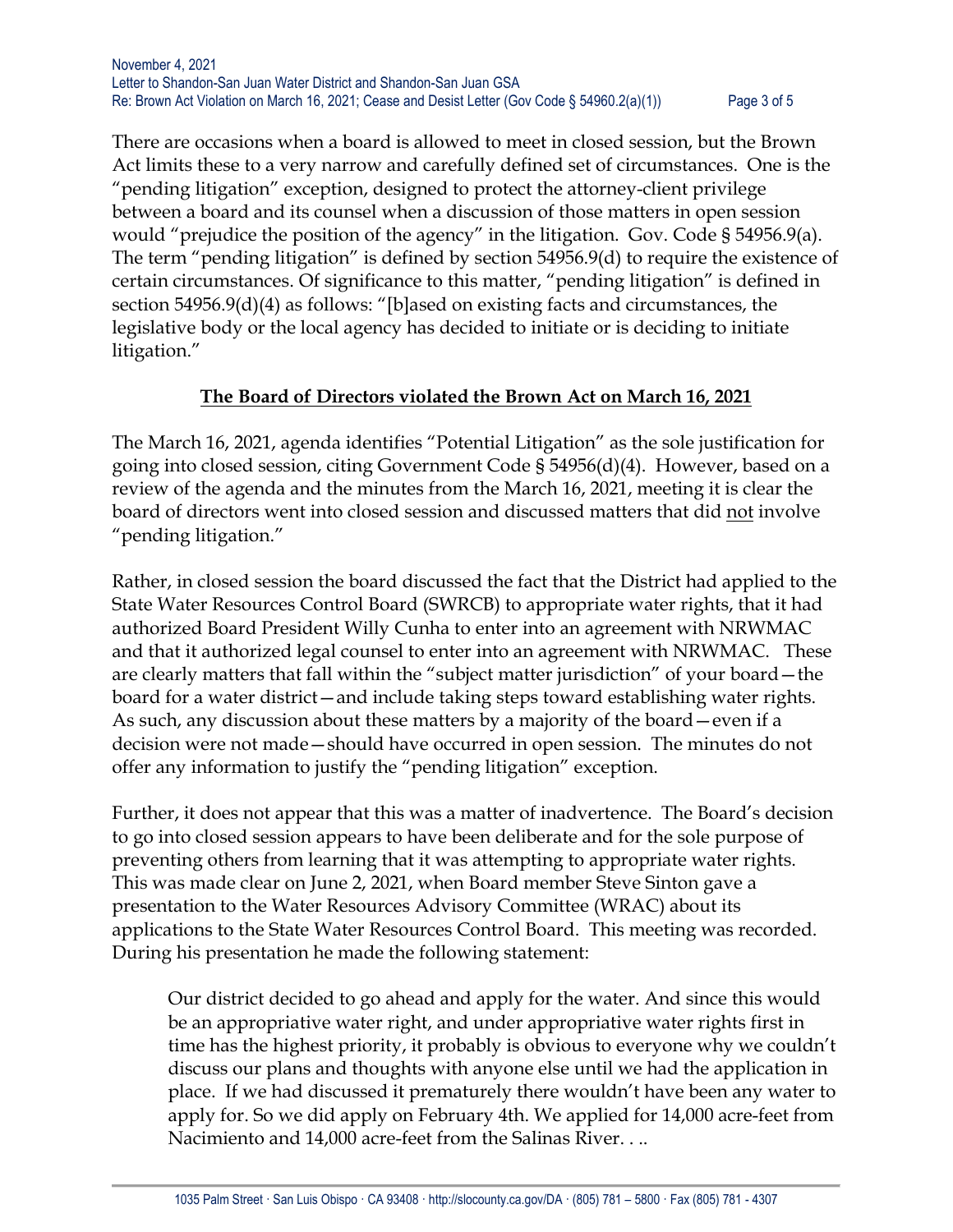There are occasions when a board is allowed to meet in closed session, but the Brown Act limits these to a very narrow and carefully defined set of circumstances. One is the "pending litigation" exception, designed to protect the attorney-client privilege between a board and its counsel when a discussion of those matters in open session would "prejudice the position of the agency" in the litigation. Gov. Code § 54956.9(a). The term "pending litigation" is defined by section 54956.9(d) to require the existence of certain circumstances. Of significance to this matter, "pending litigation" is defined in section 54956.9(d)(4) as follows: "[b]ased on existing facts and circumstances, the legislative body or the local agency has decided to initiate or is deciding to initiate litigation."

**The Board of Directors violated the Brown Act on March 16, 2021**

The March 16, 2021, agenda identifies "Potential Litigation" as the sole justification for going into closed session, citing Government Code § 54956(d)(4). However, based on a review of the agenda and the minutes from the March 16, 2021, meeting it is clear the board of directors went into closed session and discussed matters that did not involve "pending litigation."

Rather, in closed session the board discussed the fact that the District had applied to the State Water Resources Control Board (SWRCB) to appropriate water rights, that it had authorized Board President Willy Cunha to enter into an agreement with NRWMAC and that it authorized legal counsel to enter into an agreement with NRWMAC. These are clearly matters that fall within the "subject matter jurisdiction" of your board—the board for a water district—and include taking steps toward establishing water rights. As such, any discussion about these matters by a majority of the board—even if a decision were not made—should have occurred in open session. The minutes do not offer any information to justify the "pending litigation" exception.

Further, it does not appear that this was a matter of inadvertence. The Board's decision to go into closed session appears to have been deliberate and for the sole purpose of preventing others from learning that it was attempting to appropriate water rights. This was made clear on June 2, 2021, when Board member Steve Sinton gave a presentation to the Water Resources Advisory Committee (WRAC) about its applications to the State Water Resources Control Board. This meeting was recorded. During his presentation he made the following statement:

> Our district decided to go ahead and apply for the water. And since this would be an appropriative water right, and under appropriative water rights first in time has the highest priority, it probably is obvious to everyone why we couldn't discuss our plans and thoughts with anyone else until we had the application in place. If we had discussed it prematurely there wouldn't have been any water to apply for. So we did apply on February 4th. We applied for 14,000 acre-feet from Nacimiento and 14,000 acre-feet from the Salinas River. . ..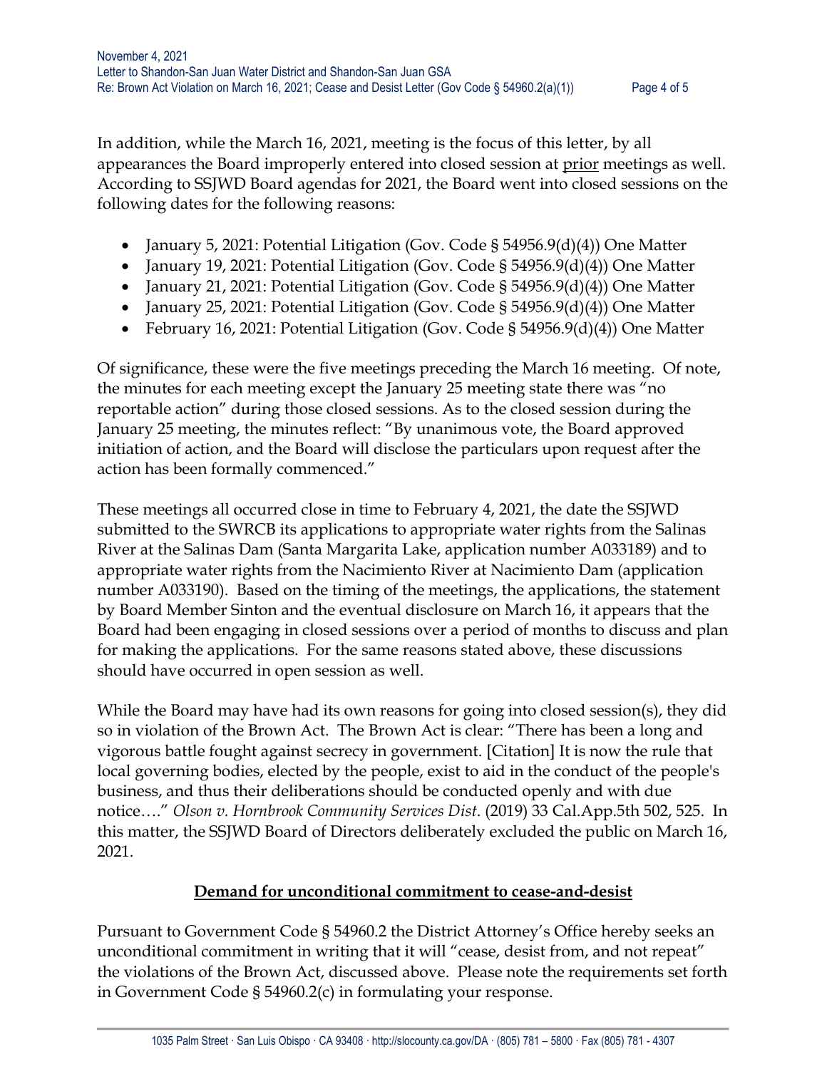In addition, while the March 16, 2021, meeting is the focus of this letter, by all appearances the Board improperly entered into closed session at prior meetings as well. According to SSJWD Board agendas for 2021, the Board went into closed sessions on the following dates for the following reasons:

- January 5, 2021: Potential Litigation (Gov. Code § 54956.9(d)(4)) One Matter
- January 19, 2021: Potential Litigation (Gov. Code § 54956.9(d)(4)) One Matter
- January 21, 2021: Potential Litigation (Gov. Code § 54956.9(d)(4)) One Matter
- January 25, 2021: Potential Litigation (Gov. Code § 54956.9(d)(4)) One Matter
- February 16, 2021: Potential Litigation (Gov. Code § 54956.9(d)(4)) One Matter

Of significance, these were the five meetings preceding the March 16 meeting. Of note, the minutes for each meeting except the January 25 meeting state there was "no reportable action" during those closed sessions. As to the closed session during the January 25 meeting, the minutes reflect: "By unanimous vote, the Board approved initiation of action, and the Board will disclose the particulars upon request after the action has been formally commenced."

These meetings all occurred close in time to February 4, 2021, the date the SSJWD submitted to the SWRCB its applications to appropriate water rights from the Salinas River at the Salinas Dam (Santa Margarita Lake, application number A033189) and to appropriate water rights from the Nacimiento River at Nacimiento Dam (application number A033190). Based on the timing of the meetings, the applications, the statement by Board Member Sinton and the eventual disclosure on March 16, it appears that the Board had been engaging in closed sessions over a period of months to discuss and plan for making the applications. For the same reasons stated above, these discussions should have occurred in open session as well.

While the Board may have had its own reasons for going into closed session(s), they did so in violation of the Brown Act. The Brown Act is clear: "There has been a long and vigorous battle fought against secrecy in government. [Citation] It is now the rule that local governing bodies, elected by the people, exist to aid in the conduct of the people's business, and thus their deliberations should be conducted openly and with due notice…." *Olson v. Hornbrook Community Services Dist*. (2019) 33 Cal.App.5th 502, 525. In this matter, the SSJWD Board of Directors deliberately excluded the public on March 16, 2021.

## Demand for unconditional commitment to cease-and-desist

Pursuant to Government Code § 54960.2 the District Attorney's Office hereby seeks an unconditional commitment in writing that it will "cease, desist from, and not repeat" the violations of the Brown Act, discussed above. Please note the requirements set forth in Government Code § 54960.2(c) in formulating your response.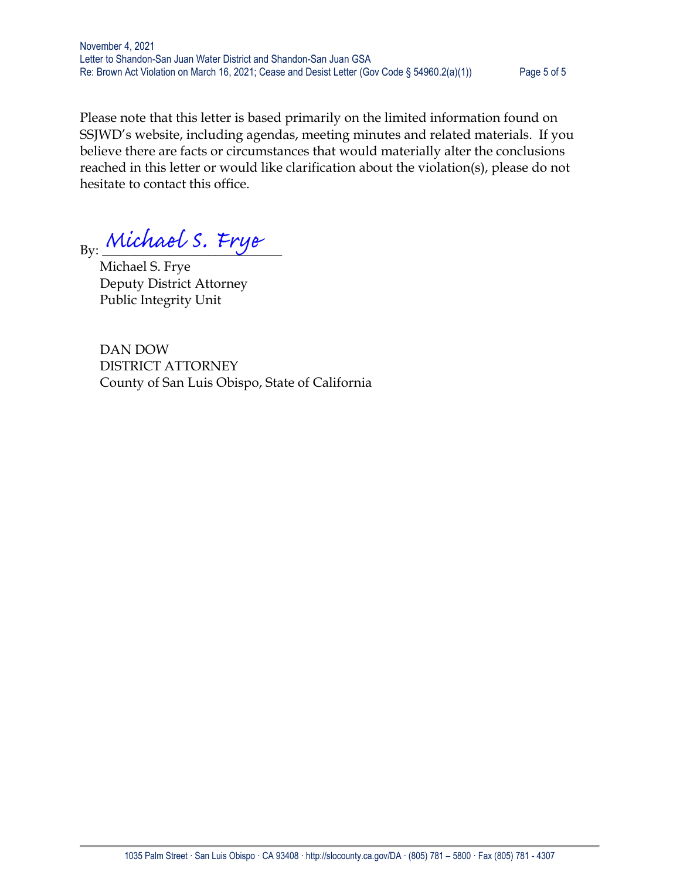Please note that this letter is based primarily on the limited information found on SSJWD's website, including agendas, meeting minutes and related materials. If you believe there are facts or circumstances that would materially alter the conclusions reached in this letter or would like clarification about the violation(s), please do not hesitate to contact this office.

By: *Michael S. Frye*

Michael S. Frye
Deputy District Attorney
Public Integrity Unit

DAN DOW
DISTRICT ATTORNEY
County of San Luis Obispo, State of California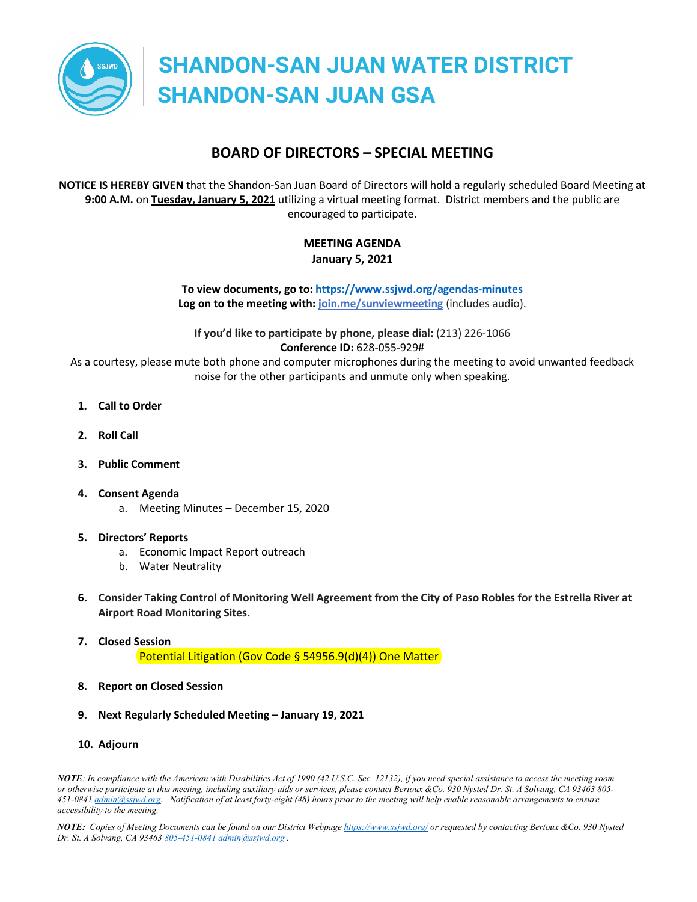# SHANDON-SAN JUAN WATER DISTRICT
# SHANDON-SAN JUAN GSA

## BOARD OF DIRECTORS – SPECIAL MEETING

**NOTICE IS HEREBY GIVEN** that the Shandon-San Juan Board of Directors will hold a regularly scheduled Board Meeting at **9:00 A.M.** on **Tuesday, January 5, 2021** utilizing a virtual meeting format. District members and the public are encouraged to participate.

**MEETING AGENDA**
**January 5, 2021**

**To view documents, go to: https://www.ssjwd.org/agendas-minutes**
**Log on to the meeting with: join.me/sunviewmeeting** (includes audio).

**If you'd like to participate by phone, please dial:** (213) 226-1066
**Conference ID:** 628-055-929#

As a courtesy, please mute both phone and computer microphones during the meeting to avoid unwanted feedback noise for the other participants and unmute only when speaking.

1. **Call to Order**
2. **Roll Call**
3. **Public Comment**
4. **Consent Agenda**
   a. Meeting Minutes – December 15, 2020
5. **Directors' Reports**
   a. Economic Impact Report outreach
   b. Water Neutrality
6. **Consider Taking Control of Monitoring Well Agreement from the City of Paso Robles for the Estrella River at Airport Road Monitoring Sites.**
7. **Closed Session**
   Potential Litigation (Gov Code § 54956.9(d)(4)) One Matter
8. **Report on Closed Session**
9. **Next Regularly Scheduled Meeting – January 19, 2021**
10. **Adjourn**

*NOTE: In compliance with the American with Disabilities Act of 1990 (42 U.S.C. Sec. 12132), if you need special assistance to access the meeting room or otherwise participate at this meeting, including auxiliary aids or services, please contact Bertoux &Co. 930 Nysted Dr. St. A Solvang, CA 93463 805-451-0841 admin@ssjwd.org. Notification of at least forty-eight (48) hours prior to the meeting will help enable reasonable arrangements to ensure accessibility to the meeting.*

*NOTE: Copies of Meeting Documents can be found on our District Webpage https://www.ssjwd.org/ or requested by contacting Bertoux &Co. 930 Nysted Dr. St. A Solvang, CA 93463 805-451-0841 admin@ssjwd.org .*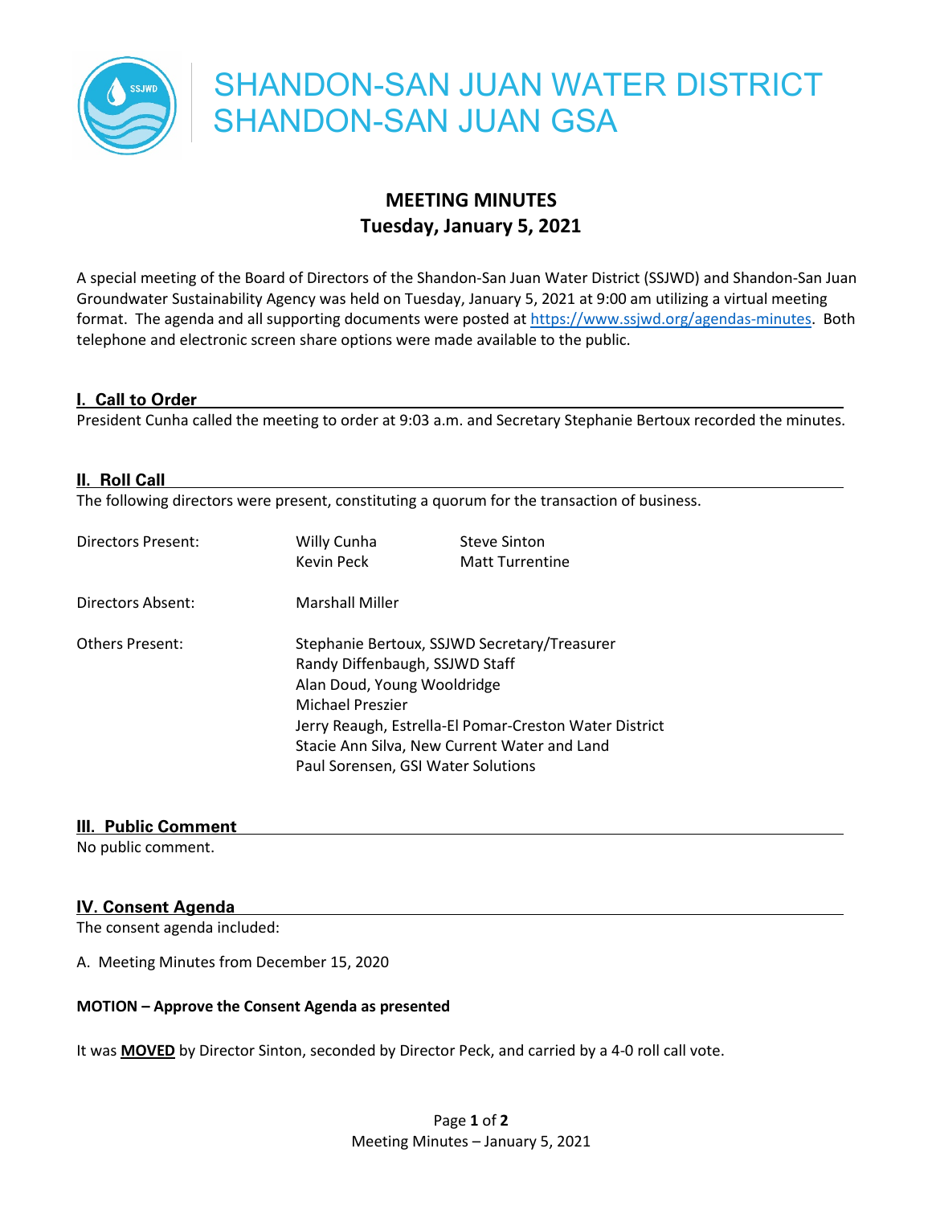# SHANDON-SAN JUAN WATER DISTRICT
# SHANDON-SAN JUAN GSA

## MEETING MINUTES
## Tuesday, January 5, 2021

A special meeting of the Board of Directors of the Shandon-San Juan Water District (SSJWD) and Shandon-San Juan Groundwater Sustainability Agency was held on Tuesday, January 5, 2021 at 9:00 am utilizing a virtual meeting format. The agenda and all supporting documents were posted at https://www.ssjwd.org/agendas-minutes. Both telephone and electronic screen share options were made available to the public.

### I. Call to Order

President Cunha called the meeting to order at 9:03 a.m. and Secretary Stephanie Bertoux recorded the minutes.

### II. Roll Call

The following directors were present, constituting a quorum for the transaction of business.

| | | |
|---|---|---|
| Directors Present: | Willy Cunha<br>Kevin Peck | Steve Sinton<br>Matt Turrentine |
| Directors Absent: | Marshall Miller | |
| Others Present: | Stephanie Bertoux, SSJWD Secretary/Treasurer<br>Randy Diffenbaugh, SSJWD Staff<br>Alan Doud, Young Wooldridge<br>Michael Preszier<br>Jerry Reaugh, Estrella-El Pomar-Creston Water District<br>Stacie Ann Silva, New Current Water and Land<br>Paul Sorensen, GSI Water Solutions | |

### III. Public Comment

No public comment.

### IV. Consent Agenda

The consent agenda included:

A. Meeting Minutes from December 15, 2020

**MOTION – Approve the Consent Agenda as presented**

It was **MOVED** by Director Sinton, seconded by Director Peck, and carried by a 4-0 roll call vote.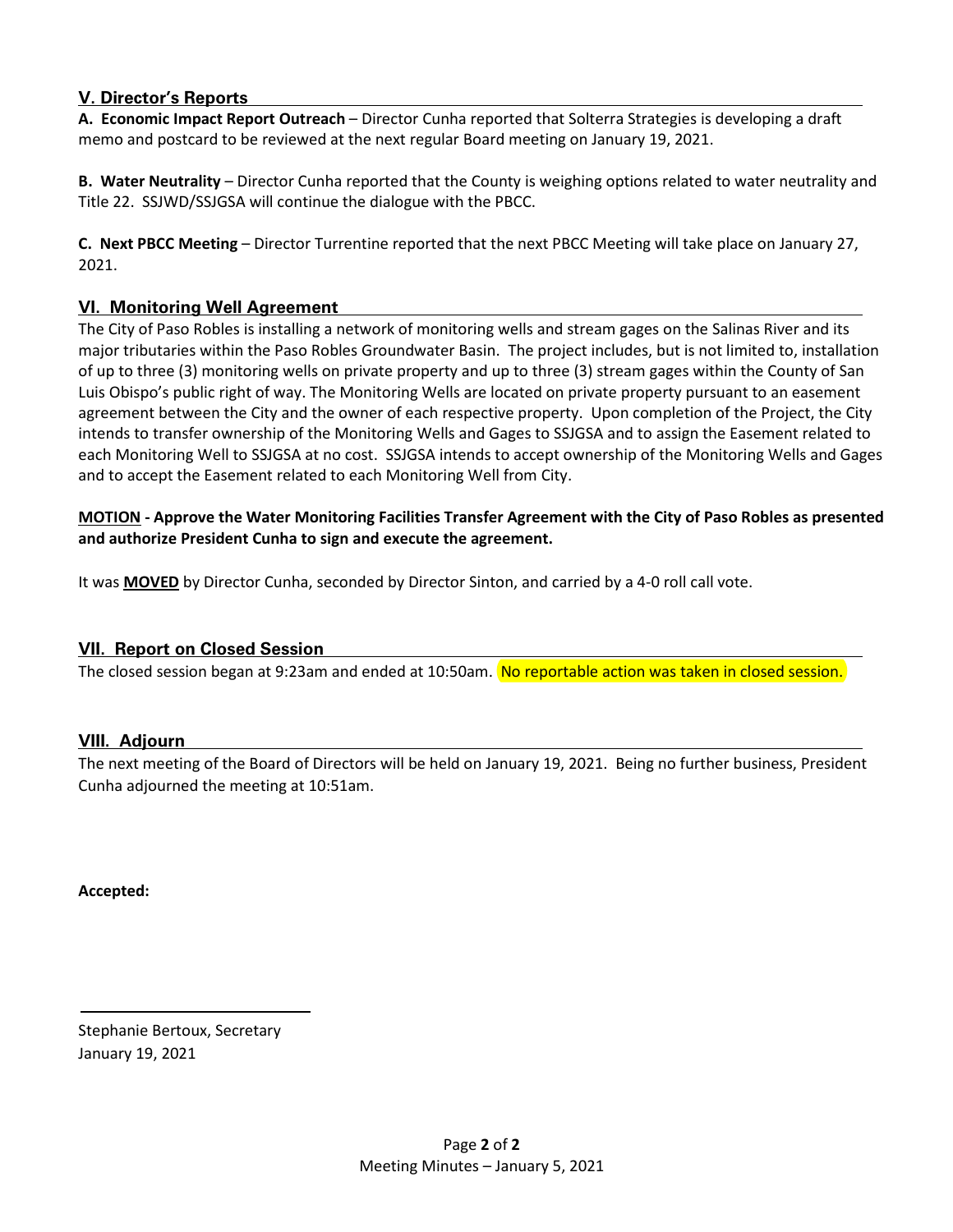## V. Director's Reports

**A. Economic Impact Report Outreach** – Director Cunha reported that Solterra Strategies is developing a draft memo and postcard to be reviewed at the next regular Board meeting on January 19, 2021.

**B. Water Neutrality** – Director Cunha reported that the County is weighing options related to water neutrality and Title 22. SSJWD/SSJGSA will continue the dialogue with the PBCC.

**C. Next PBCC Meeting** – Director Turrentine reported that the next PBCC Meeting will take place on January 27, 2021.

## VI. Monitoring Well Agreement

The City of Paso Robles is installing a network of monitoring wells and stream gages on the Salinas River and its major tributaries within the Paso Robles Groundwater Basin. The project includes, but is not limited to, installation of up to three (3) monitoring wells on private property and up to three (3) stream gages within the County of San Luis Obispo's public right of way. The Monitoring Wells are located on private property pursuant to an easement agreement between the City and the owner of each respective property. Upon completion of the Project, the City intends to transfer ownership of the Monitoring Wells and Gages to SSJGSA and to assign the Easement related to each Monitoring Well to SSJGSA at no cost. SSJGSA intends to accept ownership of the Monitoring Wells and Gages and to accept the Easement related to each Monitoring Well from City.

**MOTION - Approve the Water Monitoring Facilities Transfer Agreement with the City of Paso Robles as presented and authorize President Cunha to sign and execute the agreement.**

It was **MOVED** by Director Cunha, seconded by Director Sinton, and carried by a 4-0 roll call vote.

## VII. Report on Closed Session

The closed session began at 9:23am and ended at 10:50am. No reportable action was taken in closed session.

## VIII. Adjourn

The next meeting of the Board of Directors will be held on January 19, 2021. Being no further business, President Cunha adjourned the meeting at 10:51am.

**Accepted:**

______________________________

Stephanie Bertoux, Secretary
January 19, 2021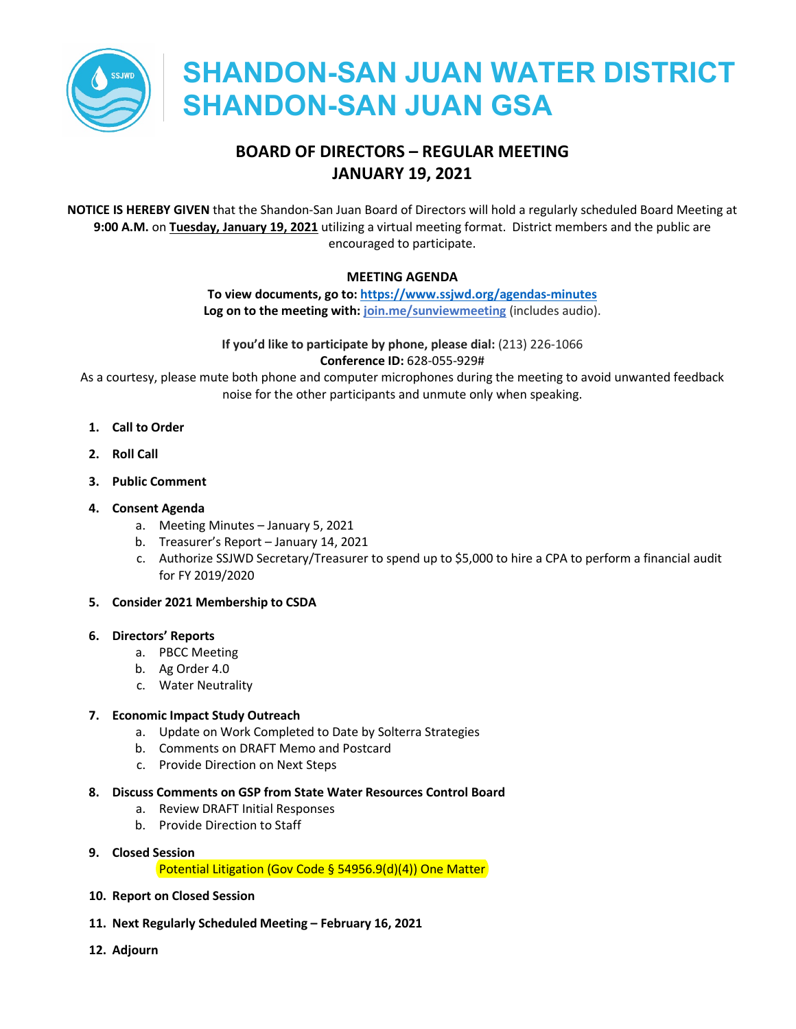# SHANDON-SAN JUAN WATER DISTRICT
# SHANDON-SAN JUAN GSA

## BOARD OF DIRECTORS – REGULAR MEETING
## JANUARY 19, 2021

**NOTICE IS HEREBY GIVEN** that the Shandon-San Juan Board of Directors will hold a regularly scheduled Board Meeting at **9:00 A.M.** on **Tuesday, January 19, 2021** utilizing a virtual meeting format. District members and the public are encouraged to participate.

**MEETING AGENDA**

**To view documents, go to: https://www.ssjwd.org/agendas-minutes**
**Log on to the meeting with: join.me/sunviewmeeting** (includes audio).

**If you'd like to participate by phone, please dial:** (213) 226-1066
**Conference ID:** 628-055-929#

As a courtesy, please mute both phone and computer microphones during the meeting to avoid unwanted feedback noise for the other participants and unmute only when speaking.

1. **Call to Order**
2. **Roll Call**
3. **Public Comment**
4. **Consent Agenda**
   a. Meeting Minutes – January 5, 2021
   b. Treasurer's Report – January 14, 2021
   c. Authorize SSJWD Secretary/Treasurer to spend up to $5,000 to hire a CPA to perform a financial audit for FY 2019/2020
5. **Consider 2021 Membership to CSDA**
6. **Directors' Reports**
   a. PBCC Meeting
   b. Ag Order 4.0
   c. Water Neutrality
7. **Economic Impact Study Outreach**
   a. Update on Work Completed to Date by Solterra Strategies
   b. Comments on DRAFT Memo and Postcard
   c. Provide Direction on Next Steps
8. **Discuss Comments on GSP from State Water Resources Control Board**
   a. Review DRAFT Initial Responses
   b. Provide Direction to Staff
9. **Closed Session**
   Potential Litigation (Gov Code § 54956.9(d)(4)) One Matter
10. **Report on Closed Session**
11. **Next Regularly Scheduled Meeting – February 16, 2021**
12. **Adjourn**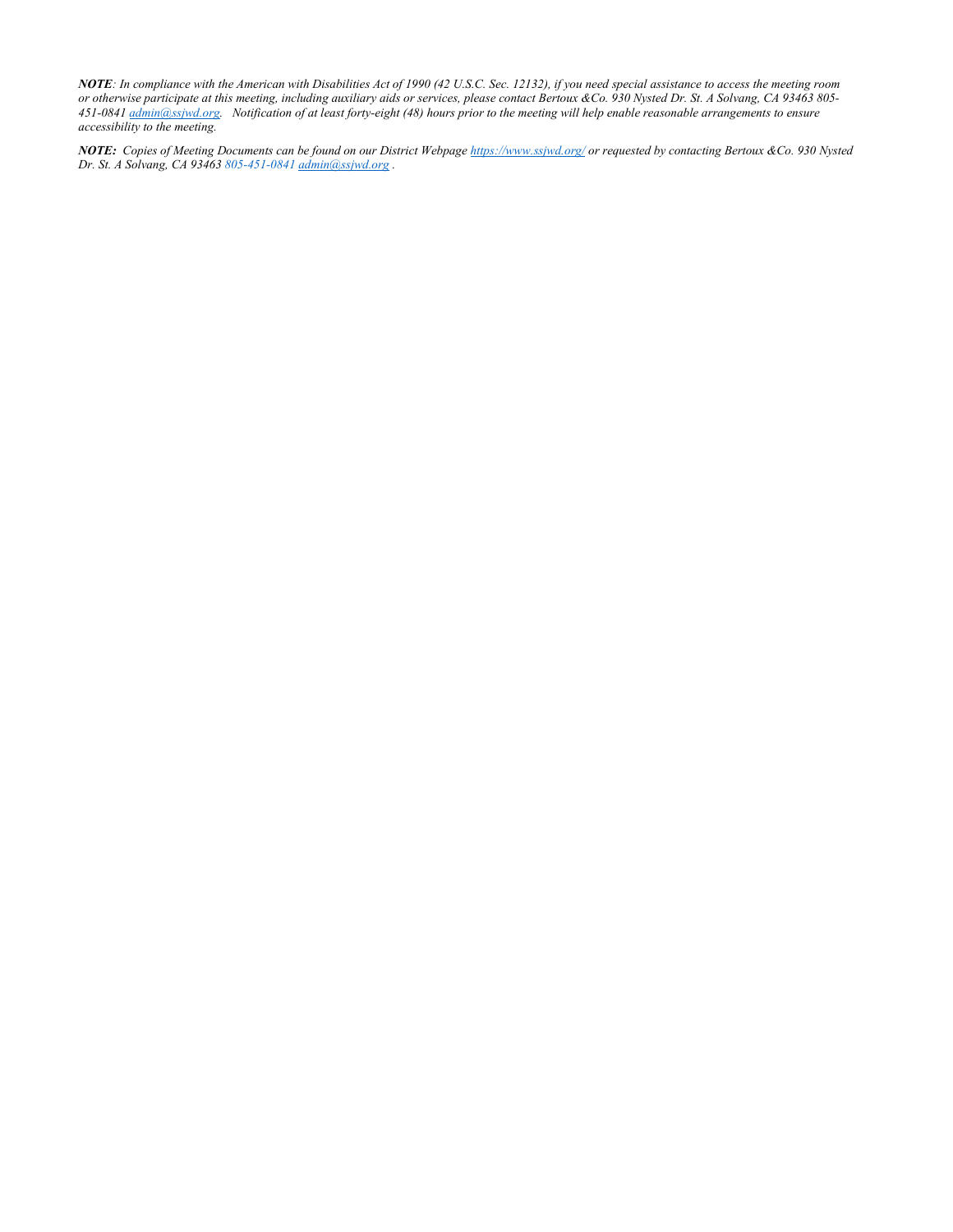***NOTE**: In compliance with the American with Disabilities Act of 1990 (42 U.S.C. Sec. 12132), if you need special assistance to access the meeting room or otherwise participate at this meeting, including auxiliary aids or services, please contact Bertoux &Co. 930 Nysted Dr. St. A Solvang, CA 93463 805-451-0841 admin@ssjwd.org. Notification of at least forty-eight (48) hours prior to the meeting will help enable reasonable arrangements to ensure accessibility to the meeting.*

***NOTE:** Copies of Meeting Documents can be found on our District Webpage https://www.ssjwd.org/ or requested by contacting Bertoux &Co. 930 Nysted Dr. St. A Solvang, CA 93463 805-451-0841 admin@ssjwd.org .*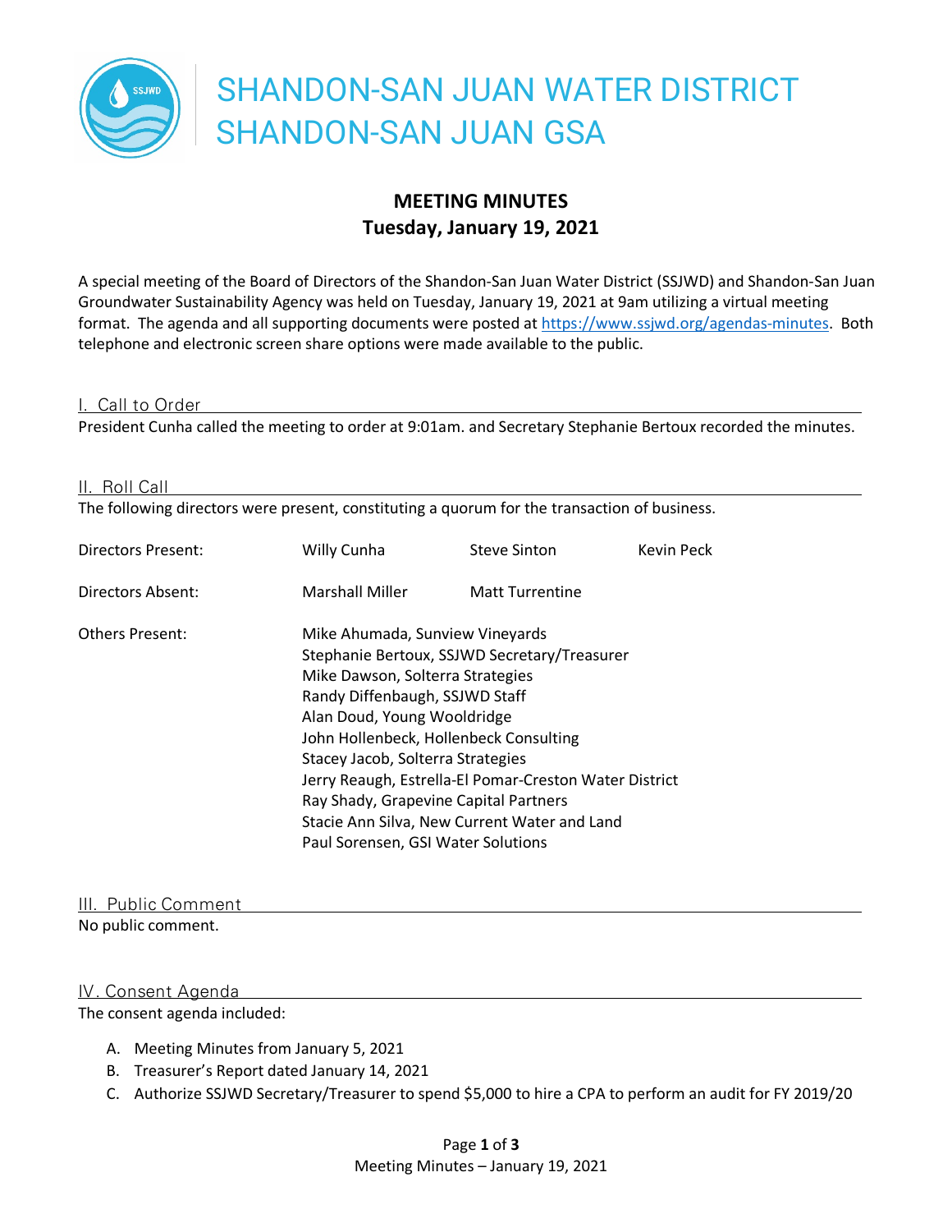# SHANDON-SAN JUAN WATER DISTRICT
# SHANDON-SAN JUAN GSA

## MEETING MINUTES
## Tuesday, January 19, 2021

A special meeting of the Board of Directors of the Shandon-San Juan Water District (SSJWD) and Shandon-San Juan Groundwater Sustainability Agency was held on Tuesday, January 19, 2021 at 9am utilizing a virtual meeting format. The agenda and all supporting documents were posted at https://www.ssjwd.org/agendas-minutes. Both telephone and electronic screen share options were made available to the public.

### I. Call to Order

President Cunha called the meeting to order at 9:01am. and Secretary Stephanie Bertoux recorded the minutes.

### II. Roll Call

The following directors were present, constituting a quorum for the transaction of business.

| | | | |
|---|---|---|---|
| Directors Present: | Willy Cunha | Steve Sinton | Kevin Peck |
| Directors Absent: | Marshall Miller | Matt Turrentine | |

Others Present:
- Mike Ahumada, Sunview Vineyards
- Stephanie Bertoux, SSJWD Secretary/Treasurer
- Mike Dawson, Solterra Strategies
- Randy Diffenbaugh, SSJWD Staff
- Alan Doud, Young Wooldridge
- John Hollenbeck, Hollenbeck Consulting
- Stacey Jacob, Solterra Strategies
- Jerry Reaugh, Estrella-El Pomar-Creston Water District
- Ray Shady, Grapevine Capital Partners
- Stacie Ann Silva, New Current Water and Land
- Paul Sorensen, GSI Water Solutions

### III. Public Comment

No public comment.

### IV. Consent Agenda

The consent agenda included:

A. Meeting Minutes from January 5, 2021
B. Treasurer's Report dated January 14, 2021
C. Authorize SSJWD Secretary/Treasurer to spend $5,000 to hire a CPA to perform an audit for FY 2019/20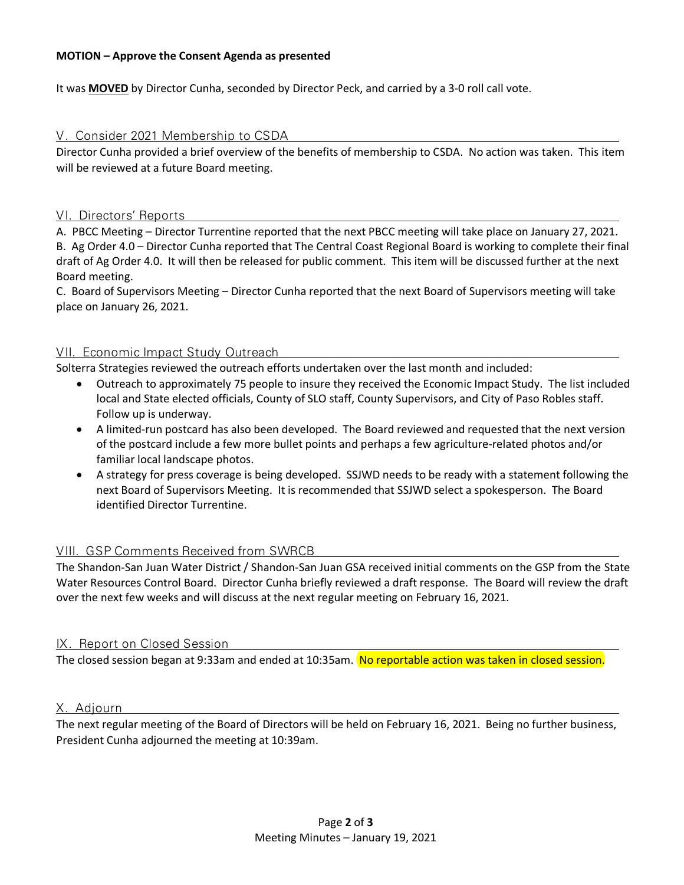**MOTION – Approve the Consent Agenda as presented**

It was **MOVED** by Director Cunha, seconded by Director Peck, and carried by a 3-0 roll call vote.

## V. Consider 2021 Membership to CSDA

Director Cunha provided a brief overview of the benefits of membership to CSDA. No action was taken. This item will be reviewed at a future Board meeting.

## VI. Directors' Reports

A. PBCC Meeting – Director Turrentine reported that the next PBCC meeting will take place on January 27, 2021.
B. Ag Order 4.0 – Director Cunha reported that The Central Coast Regional Board is working to complete their final draft of Ag Order 4.0. It will then be released for public comment. This item will be discussed further at the next Board meeting.
C. Board of Supervisors Meeting – Director Cunha reported that the next Board of Supervisors meeting will take place on January 26, 2021.

## VII. Economic Impact Study Outreach

Solterra Strategies reviewed the outreach efforts undertaken over the last month and included:

- Outreach to approximately 75 people to insure they received the Economic Impact Study. The list included local and State elected officials, County of SLO staff, County Supervisors, and City of Paso Robles staff. Follow up is underway.
- A limited-run postcard has also been developed. The Board reviewed and requested that the next version of the postcard include a few more bullet points and perhaps a few agriculture-related photos and/or familiar local landscape photos.
- A strategy for press coverage is being developed. SSJWD needs to be ready with a statement following the next Board of Supervisors Meeting. It is recommended that SSJWD select a spokesperson. The Board identified Director Turrentine.

## VIII. GSP Comments Received from SWRCB

The Shandon-San Juan Water District / Shandon-San Juan GSA received initial comments on the GSP from the State Water Resources Control Board. Director Cunha briefly reviewed a draft response. The Board will review the draft over the next few weeks and will discuss at the next regular meeting on February 16, 2021.

## IX. Report on Closed Session

The closed session began at 9:33am and ended at 10:35am. No reportable action was taken in closed session.

## X. Adjourn

The next regular meeting of the Board of Directors will be held on February 16, 2021. Being no further business, President Cunha adjourned the meeting at 10:39am.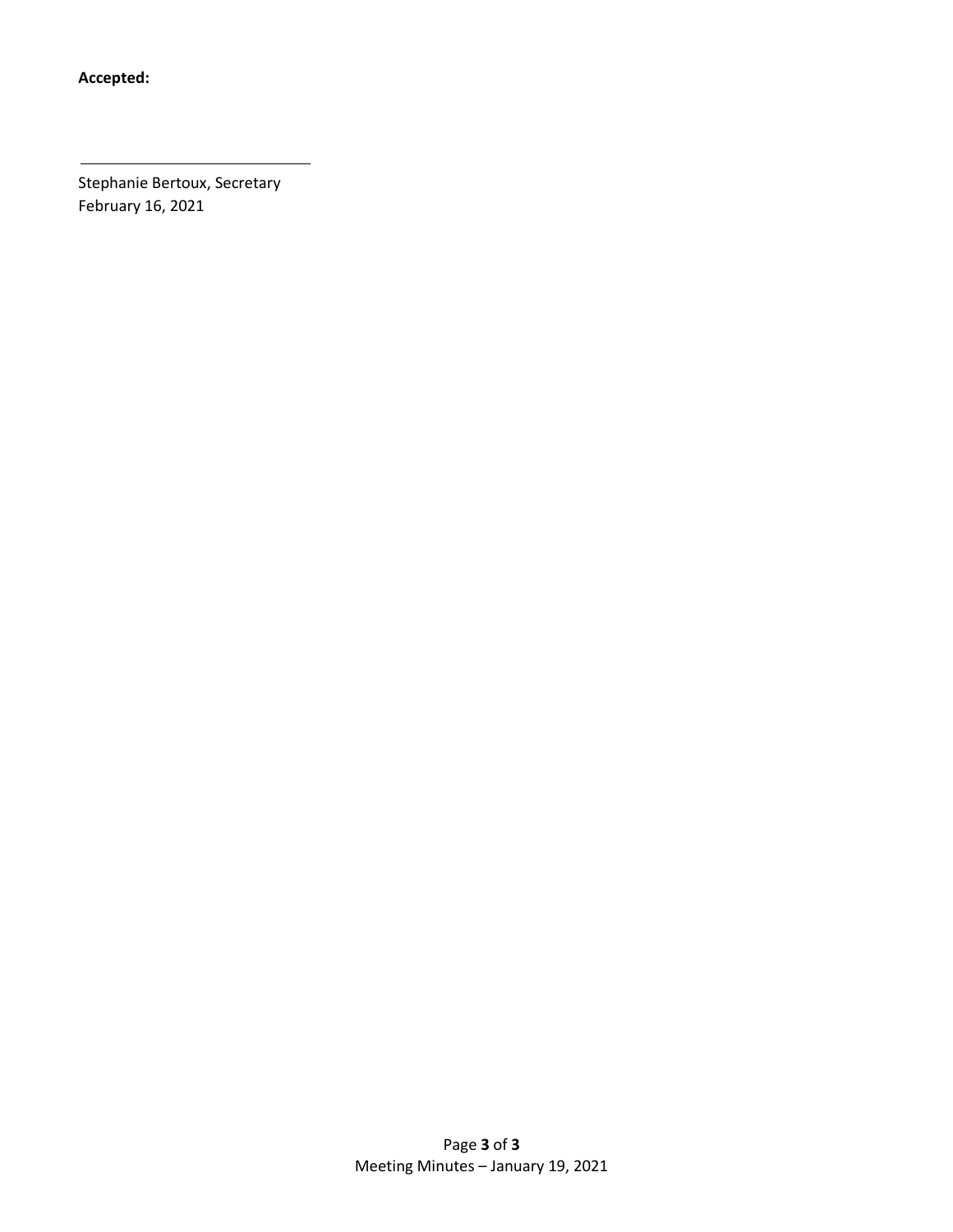**Accepted:**

\_\_\_\_\_\_\_\_\_\_\_\_\_\_\_\_\_\_\_\_\_\_\_\_\_\_\_\_

Stephanie Bertoux, Secretary
February 16, 2021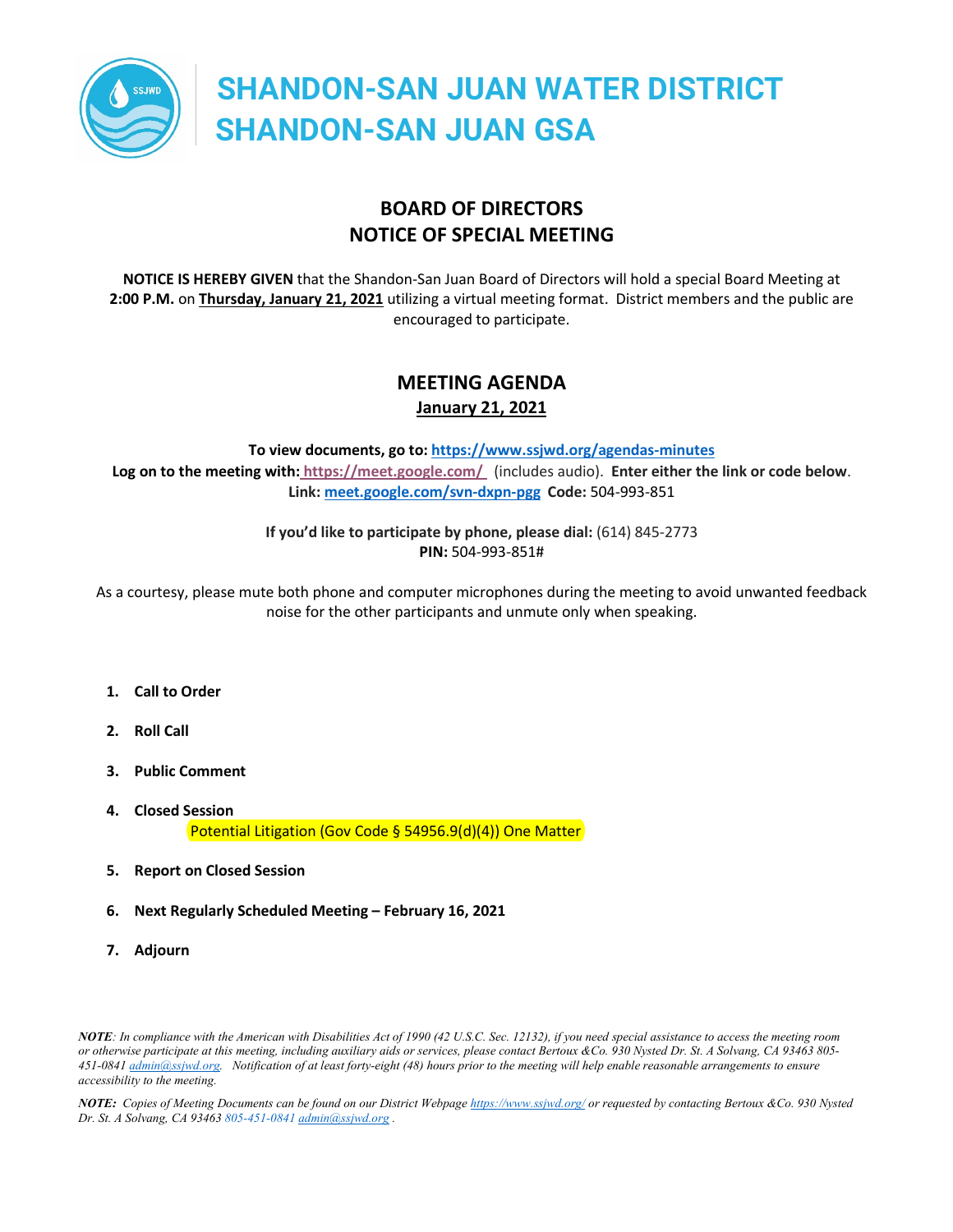# SHANDON-SAN JUAN WATER DISTRICT
# SHANDON-SAN JUAN GSA

## BOARD OF DIRECTORS
## NOTICE OF SPECIAL MEETING

**NOTICE IS HEREBY GIVEN** that the Shandon-San Juan Board of Directors will hold a special Board Meeting at **2:00 P.M.** on **Thursday, January 21, 2021** utilizing a virtual meeting format. District members and the public are encouraged to participate.

## MEETING AGENDA
**January 21, 2021**

**To view documents, go to: https://www.ssjwd.org/agendas-minutes**
**Log on to the meeting with: https://meet.google.com/** (includes audio). **Enter either the link or code below**.
**Link: meet.google.com/svn-dxpn-pgg Code:** 504-993-851

**If you'd like to participate by phone, please dial:** (614) 845-2773
**PIN:** 504-993-851#

As a courtesy, please mute both phone and computer microphones during the meeting to avoid unwanted feedback noise for the other participants and unmute only when speaking.

1. **Call to Order**
2. **Roll Call**
3. **Public Comment**
4. **Closed Session**
   Potential Litigation (Gov Code § 54956.9(d)(4)) One Matter
5. **Report on Closed Session**
6. **Next Regularly Scheduled Meeting – February 16, 2021**
7. **Adjourn**

***NOTE**: In compliance with the American with Disabilities Act of 1990 (42 U.S.C. Sec. 12132), if you need special assistance to access the meeting room or otherwise participate at this meeting, including auxiliary aids or services, please contact Bertoux &Co. 930 Nysted Dr. St. A Solvang, CA 93463 805-451-0841 admin@ssjwd.org. Notification of at least forty-eight (48) hours prior to the meeting will help enable reasonable arrangements to ensure accessibility to the meeting.*

***NOTE:** Copies of Meeting Documents can be found on our District Webpage https://www.ssjwd.org/ or requested by contacting Bertoux &Co. 930 Nysted Dr. St. A Solvang, CA 93463 805-451-0841 admin@ssjwd.org .*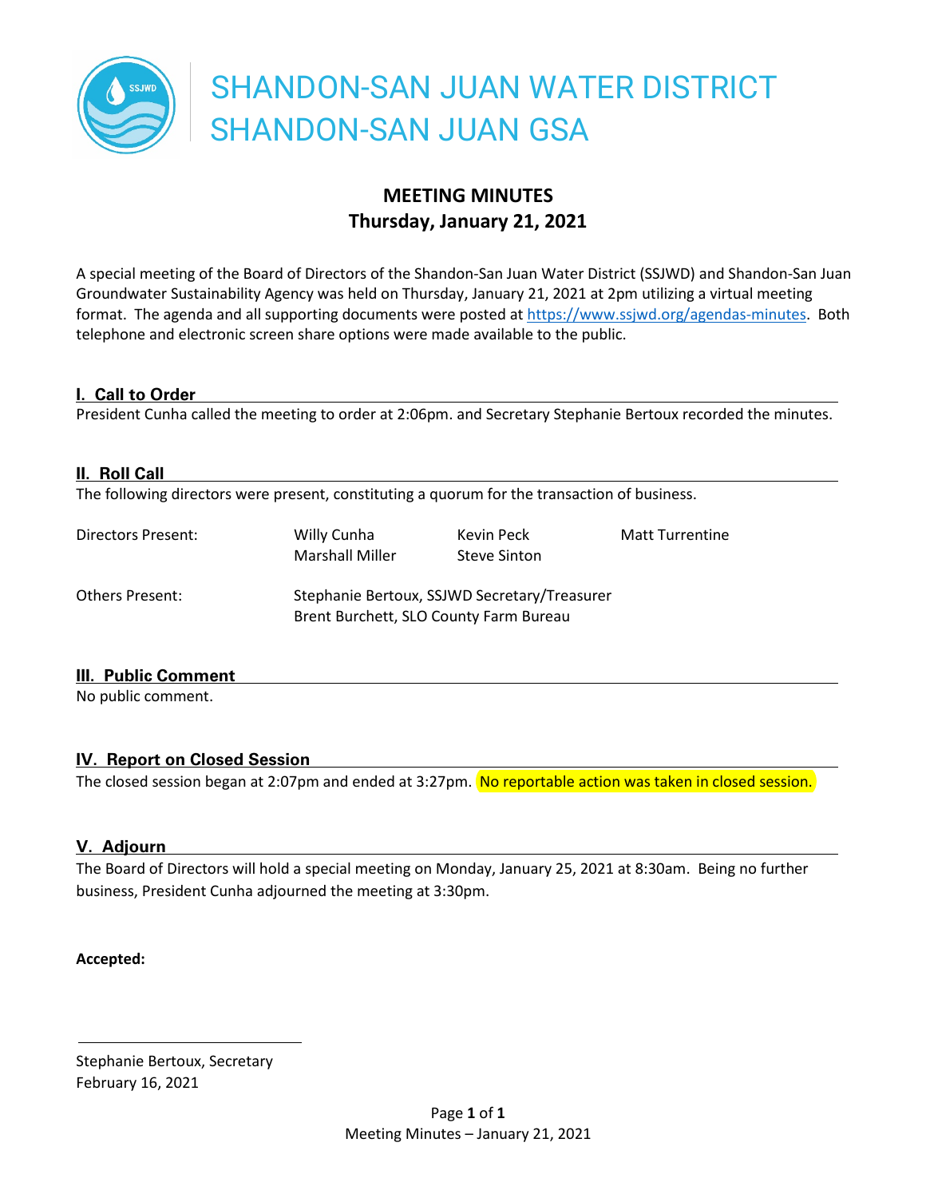# SHANDON-SAN JUAN WATER DISTRICT
# SHANDON-SAN JUAN GSA

## MEETING MINUTES
## Thursday, January 21, 2021

A special meeting of the Board of Directors of the Shandon-San Juan Water District (SSJWD) and Shandon-San Juan Groundwater Sustainability Agency was held on Thursday, January 21, 2021 at 2pm utilizing a virtual meeting format. The agenda and all supporting documents were posted at https://www.ssjwd.org/agendas-minutes. Both telephone and electronic screen share options were made available to the public.

### I. Call to Order

President Cunha called the meeting to order at 2:06pm. and Secretary Stephanie Bertoux recorded the minutes.

### II. Roll Call

The following directors were present, constituting a quorum for the transaction of business.

| | | | |
|---|---|---|---|
| Directors Present: | Willy Cunha | Kevin Peck | Matt Turrentine |
| | Marshall Miller | Steve Sinton | |
| Others Present: | Stephanie Bertoux, SSJWD Secretary/Treasurer | | |
| | Brent Burchett, SLO County Farm Bureau | | |

### III. Public Comment

No public comment.

### IV. Report on Closed Session

The closed session began at 2:07pm and ended at 3:27pm. No reportable action was taken in closed session.

### V. Adjourn

The Board of Directors will hold a special meeting on Monday, January 25, 2021 at 8:30am. Being no further business, President Cunha adjourned the meeting at 3:30pm.

**Accepted:**

\_\_\_\_\_\_\_\_\_\_\_\_\_\_\_\_\_\_\_\_\_\_\_\_\_\_\_\_

Stephanie Bertoux, Secretary
February 16, 2021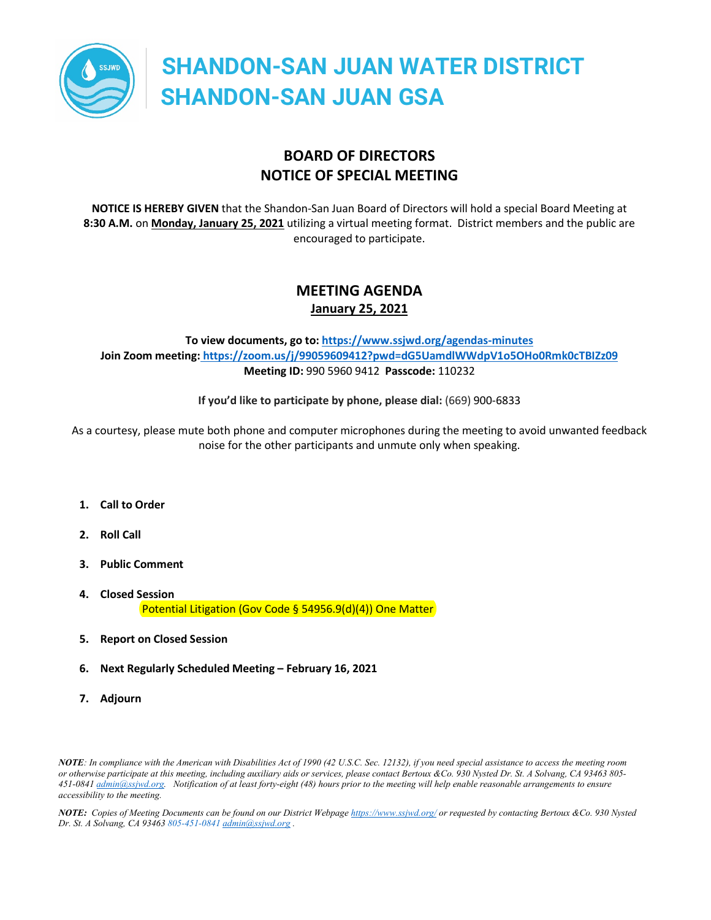# SHANDON-SAN JUAN WATER DISTRICT
# SHANDON-SAN JUAN GSA

## BOARD OF DIRECTORS
## NOTICE OF SPECIAL MEETING

**NOTICE IS HEREBY GIVEN** that the Shandon-San Juan Board of Directors will hold a special Board Meeting at **8:30 A.M.** on **Monday, January 25, 2021** utilizing a virtual meeting format. District members and the public are encouraged to participate.

## MEETING AGENDA
**January 25, 2021**

**To view documents, go to:** **https://www.ssjwd.org/agendas-minutes**
**Join Zoom meeting:** **https://zoom.us/j/99059609412?pwd=dG5UamdlWWdpV1o5OHo0Rmk0cTBIZz09**
**Meeting ID:** 990 5960 9412 **Passcode:** 110232

**If you'd like to participate by phone, please dial:** (669) 900-6833

As a courtesy, please mute both phone and computer microphones during the meeting to avoid unwanted feedback noise for the other participants and unmute only when speaking.

1. **Call to Order**
2. **Roll Call**
3. **Public Comment**
4. **Closed Session**
   Potential Litigation (Gov Code § 54956.9(d)(4)) One Matter
5. **Report on Closed Session**
6. **Next Regularly Scheduled Meeting – February 16, 2021**
7. **Adjourn**

***NOTE****: In compliance with the American with Disabilities Act of 1990 (42 U.S.C. Sec. 12132), if you need special assistance to access the meeting room or otherwise participate at this meeting, including auxiliary aids or services, please contact Bertoux &Co. 930 Nysted Dr. St. A Solvang, CA 93463 805-451-0841 admin@ssjwd.org. Notification of at least forty-eight (48) hours prior to the meeting will help enable reasonable arrangements to ensure accessibility to the meeting.*

***NOTE:*** *Copies of Meeting Documents can be found on our District Webpage https://www.ssjwd.org/ or requested by contacting Bertoux &Co. 930 Nysted Dr. St. A Solvang, CA 93463 805-451-0841 admin@ssjwd.org .*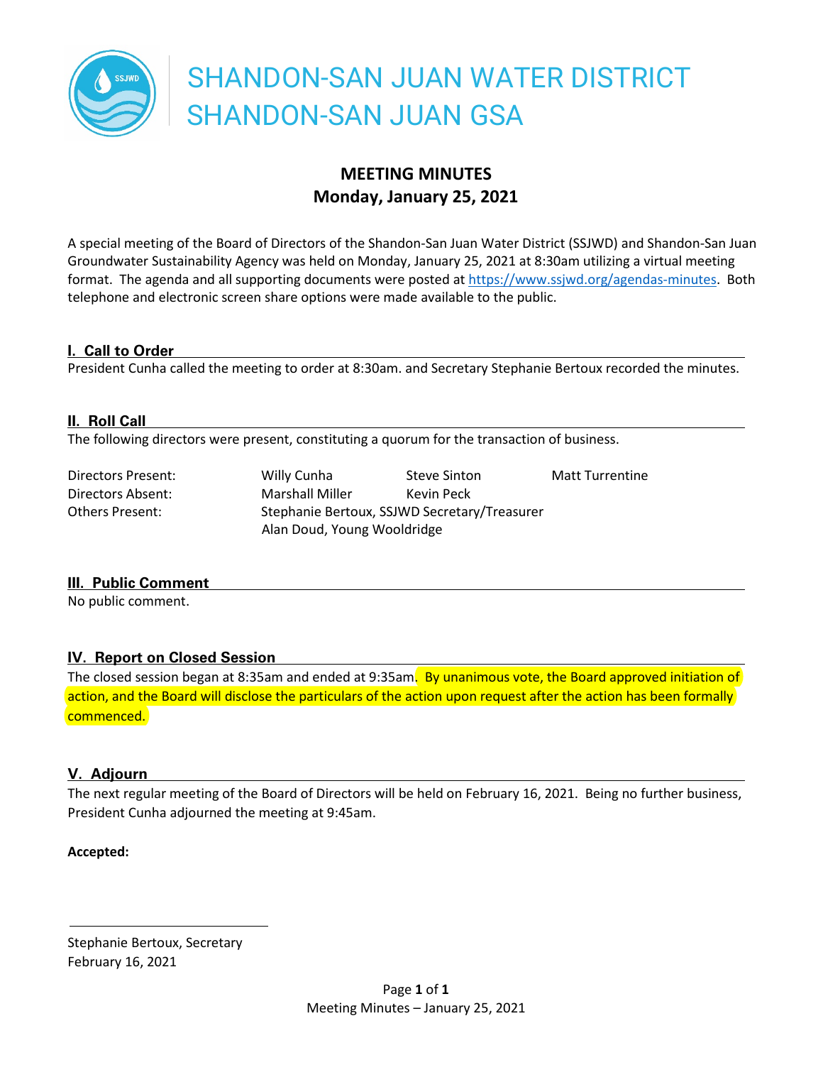# SHANDON-SAN JUAN WATER DISTRICT
# SHANDON-SAN JUAN GSA

## MEETING MINUTES
## Monday, January 25, 2021

A special meeting of the Board of Directors of the Shandon-San Juan Water District (SSJWD) and Shandon-San Juan Groundwater Sustainability Agency was held on Monday, January 25, 2021 at 8:30am utilizing a virtual meeting format. The agenda and all supporting documents were posted at https://www.ssjwd.org/agendas-minutes. Both telephone and electronic screen share options were made available to the public.

### I. Call to Order

President Cunha called the meeting to order at 8:30am. and Secretary Stephanie Bertoux recorded the minutes.

### II. Roll Call

The following directors were present, constituting a quorum for the transaction of business.

| | | | |
|---|---|---|---|
| Directors Present: | Willy Cunha | Steve Sinton | Matt Turrentine |
| Directors Absent: | Marshall Miller | Kevin Peck | |
| Others Present: | Stephanie Bertoux, SSJWD Secretary/Treasurer | | |
| | Alan Doud, Young Wooldridge | | |

### III. Public Comment

No public comment.

### IV. Report on Closed Session

The closed session began at 8:35am and ended at 9:35am. By unanimous vote, the Board approved initiation of action, and the Board will disclose the particulars of the action upon request after the action has been formally commenced.

### V. Adjourn

The next regular meeting of the Board of Directors will be held on February 16, 2021. Being no further business, President Cunha adjourned the meeting at 9:45am.

**Accepted:**

\_\_\_\_\_\_\_\_\_\_\_\_\_\_\_\_\_\_\_\_\_\_\_\_\_\_\_\_

Stephanie Bertoux, Secretary
February 16, 2021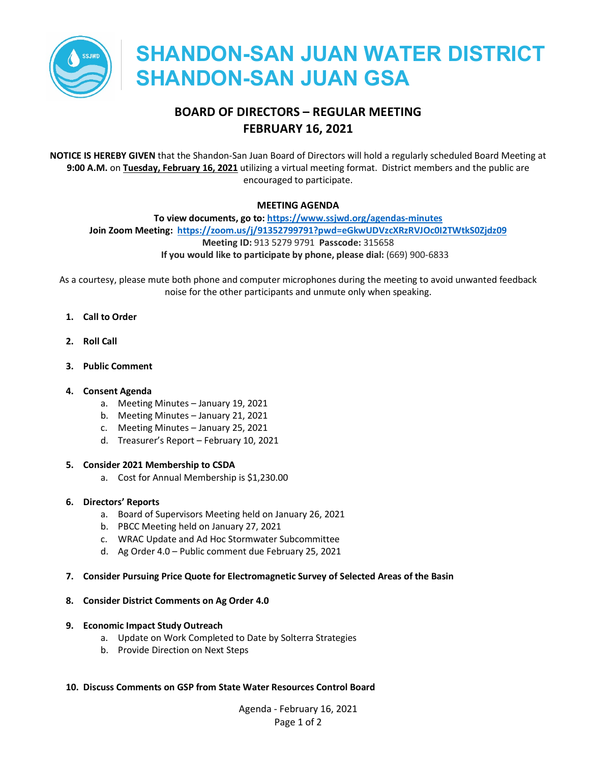# SHANDON-SAN JUAN WATER DISTRICT
# SHANDON-SAN JUAN GSA

## BOARD OF DIRECTORS – REGULAR MEETING
## FEBRUARY 16, 2021

**NOTICE IS HEREBY GIVEN** that the Shandon-San Juan Board of Directors will hold a regularly scheduled Board Meeting at **9:00 A.M.** on **Tuesday, February 16, 2021** utilizing a virtual meeting format. District members and the public are encouraged to participate.

**MEETING AGENDA**

**To view documents, go to: https://www.ssjwd.org/agendas-minutes**
**Join Zoom Meeting: https://zoom.us/j/91352799791?pwd=eGkwUDVzcXRzRVJOc0I2TWtkS0Zjdz09**
**Meeting ID:** 913 5279 9791 **Passcode:** 315658
**If you would like to participate by phone, please dial:** (669) 900-6833

As a courtesy, please mute both phone and computer microphones during the meeting to avoid unwanted feedback noise for the other participants and unmute only when speaking.

1. **Call to Order**
2. **Roll Call**
3. **Public Comment**
4. **Consent Agenda**
   a. Meeting Minutes – January 19, 2021
   b. Meeting Minutes – January 21, 2021
   c. Meeting Minutes – January 25, 2021
   d. Treasurer's Report – February 10, 2021
5. **Consider 2021 Membership to CSDA**
   a. Cost for Annual Membership is $1,230.00
6. **Directors' Reports**
   a. Board of Supervisors Meeting held on January 26, 2021
   b. PBCC Meeting held on January 27, 2021
   c. WRAC Update and Ad Hoc Stormwater Subcommittee
   d. Ag Order 4.0 – Public comment due February 25, 2021
7. **Consider Pursuing Price Quote for Electromagnetic Survey of Selected Areas of the Basin**
8. **Consider District Comments on Ag Order 4.0**
9. **Economic Impact Study Outreach**
   a. Update on Work Completed to Date by Solterra Strategies
   b. Provide Direction on Next Steps
10. **Discuss Comments on GSP from State Water Resources Control Board**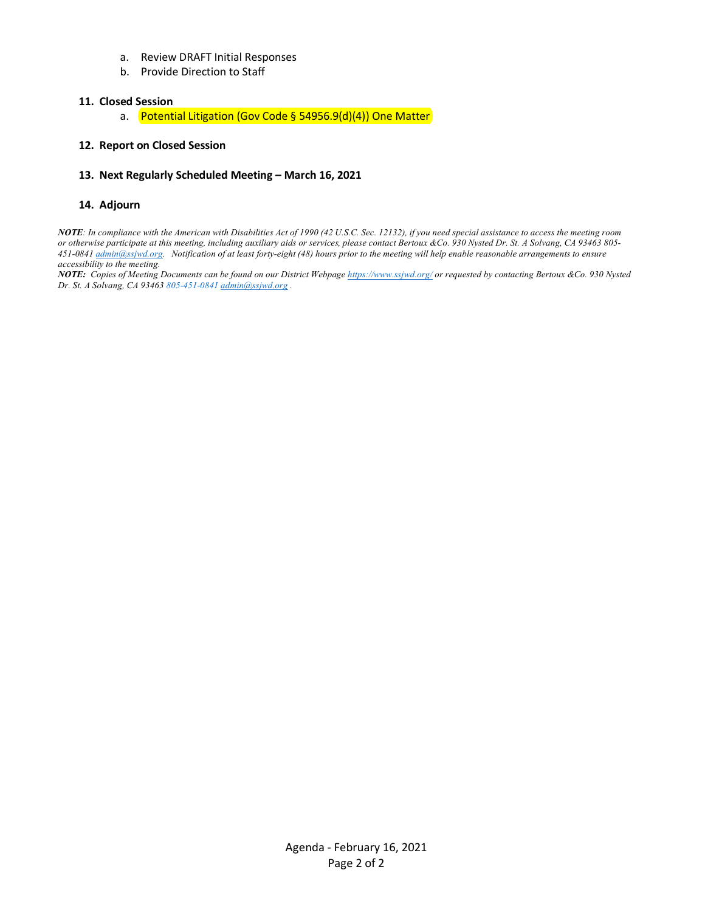a. Review DRAFT Initial Responses
b. Provide Direction to Staff

**11. Closed Session**

a. Potential Litigation (Gov Code § 54956.9(d)(4)) One Matter

**12. Report on Closed Session**

**13. Next Regularly Scheduled Meeting – March 16, 2021**

**14. Adjourn**

***NOTE****: In compliance with the American with Disabilities Act of 1990 (42 U.S.C. Sec. 12132), if you need special assistance to access the meeting room or otherwise participate at this meeting, including auxiliary aids or services, please contact Bertoux &Co. 930 Nysted Dr. St. A Solvang, CA 93463 805-451-0841 admin@ssjwd.org. Notification of at least forty-eight (48) hours prior to the meeting will help enable reasonable arrangements to ensure accessibility to the meeting.*

***NOTE:*** *Copies of Meeting Documents can be found on our District Webpage https://www.ssjwd.org/ or requested by contacting Bertoux &Co. 930 Nysted Dr. St. A Solvang, CA 93463 805-451-0841 admin@ssjwd.org .*

Agenda - February 16, 2021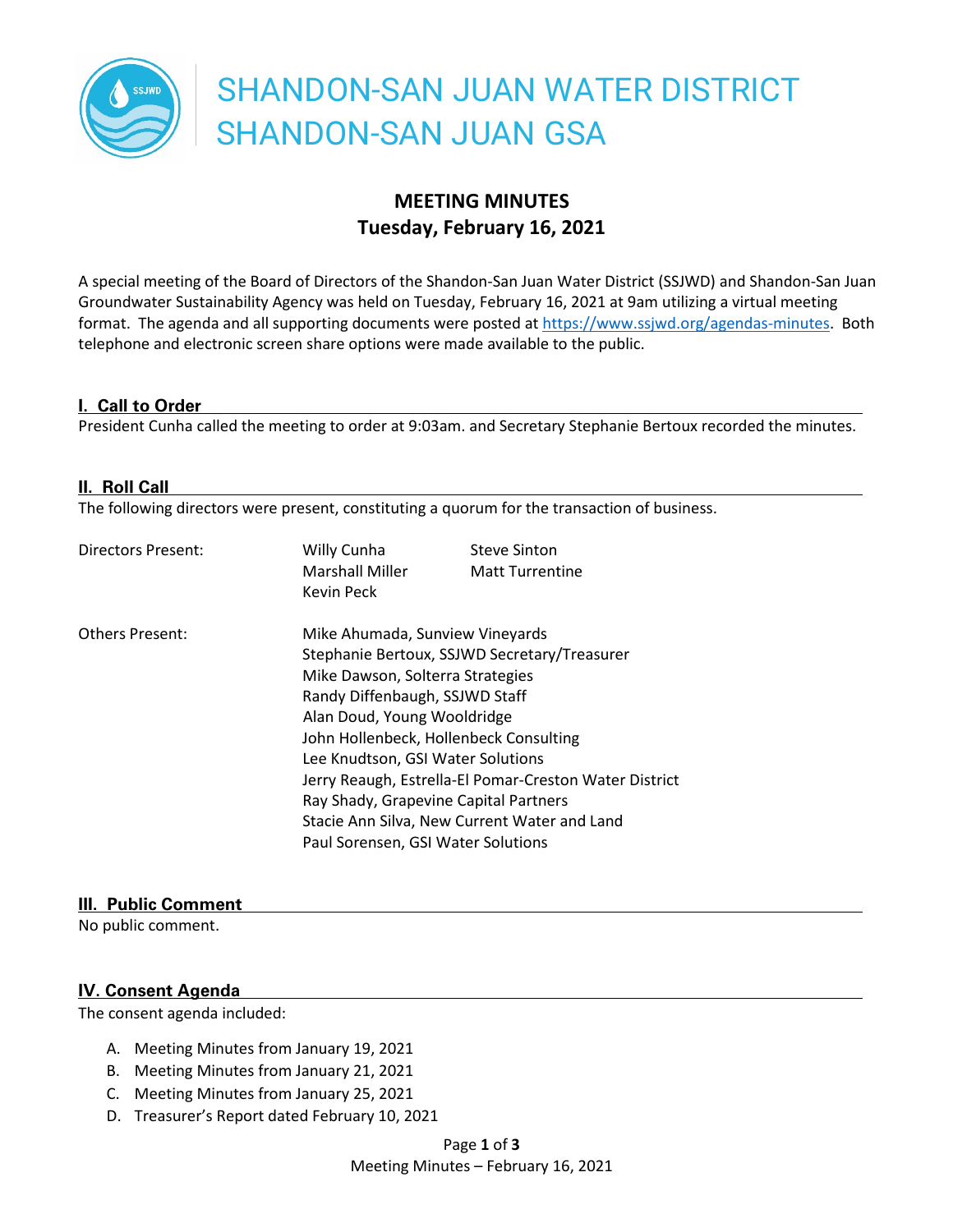# SHANDON-SAN JUAN WATER DISTRICT
# SHANDON-SAN JUAN GSA

## MEETING MINUTES
## Tuesday, February 16, 2021

A special meeting of the Board of Directors of the Shandon-San Juan Water District (SSJWD) and Shandon-San Juan Groundwater Sustainability Agency was held on Tuesday, February 16, 2021 at 9am utilizing a virtual meeting format. The agenda and all supporting documents were posted at https://www.ssjwd.org/agendas-minutes. Both telephone and electronic screen share options were made available to the public.

### I. Call to Order

President Cunha called the meeting to order at 9:03am. and Secretary Stephanie Bertoux recorded the minutes.

### II. Roll Call

The following directors were present, constituting a quorum for the transaction of business.

| | | |
|---|---|---|
| Directors Present: | Willy Cunha | Steve Sinton |
| | Marshall Miller | Matt Turrentine |
| | Kevin Peck | |

Others Present:
- Mike Ahumada, Sunview Vineyards
- Stephanie Bertoux, SSJWD Secretary/Treasurer
- Mike Dawson, Solterra Strategies
- Randy Diffenbaugh, SSJWD Staff
- Alan Doud, Young Wooldridge
- John Hollenbeck, Hollenbeck Consulting
- Lee Knudtson, GSI Water Solutions
- Jerry Reaugh, Estrella-El Pomar-Creston Water District
- Ray Shady, Grapevine Capital Partners
- Stacie Ann Silva, New Current Water and Land
- Paul Sorensen, GSI Water Solutions

### III. Public Comment

No public comment.

### IV. Consent Agenda

The consent agenda included:

A. Meeting Minutes from January 19, 2021
B. Meeting Minutes from January 21, 2021
C. Meeting Minutes from January 25, 2021
D. Treasurer's Report dated February 10, 2021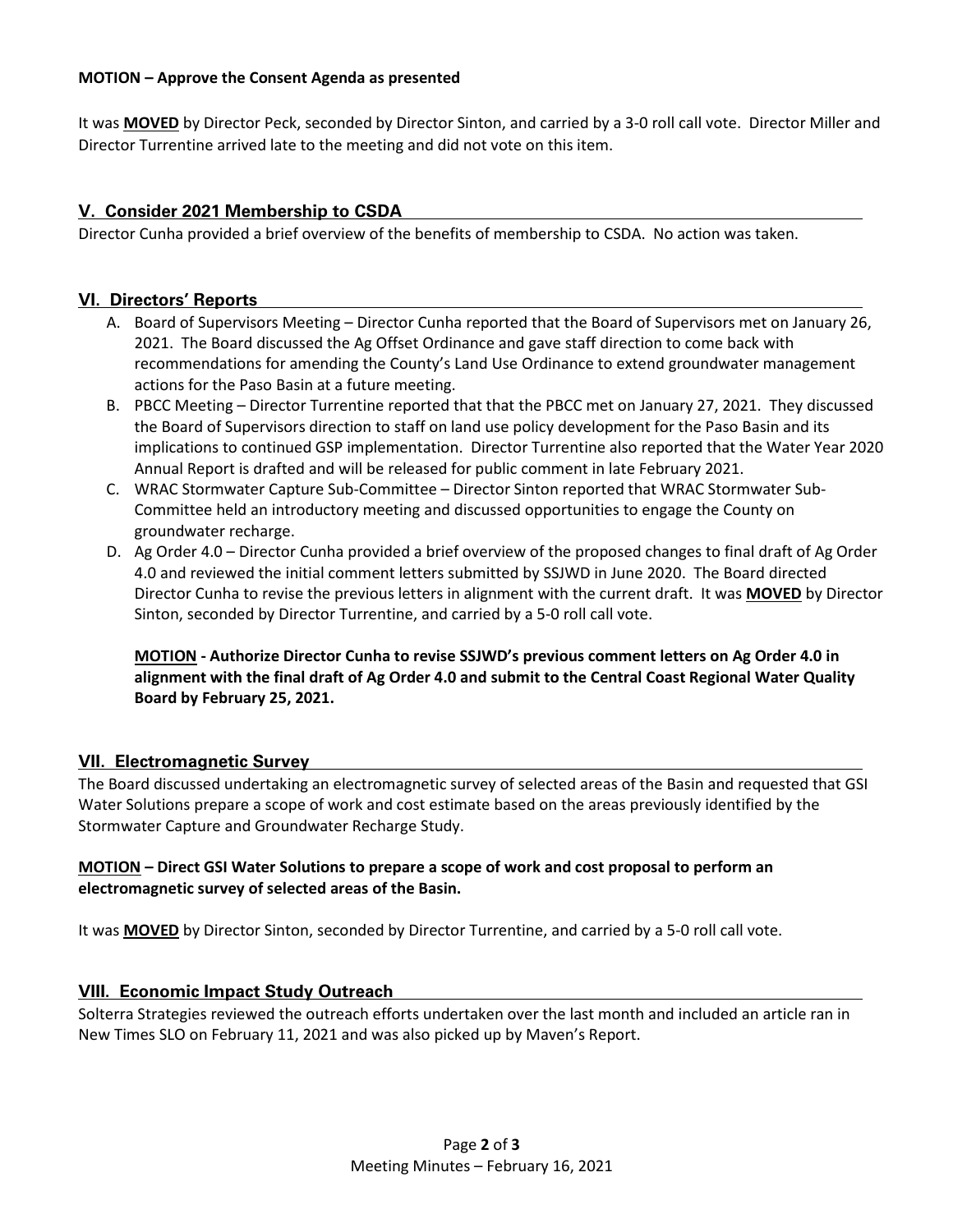**MOTION – Approve the Consent Agenda as presented**

It was **MOVED** by Director Peck, seconded by Director Sinton, and carried by a 3-0 roll call vote. Director Miller and Director Turrentine arrived late to the meeting and did not vote on this item.

## V. Consider 2021 Membership to CSDA

Director Cunha provided a brief overview of the benefits of membership to CSDA. No action was taken.

## VI. Directors' Reports

A. Board of Supervisors Meeting – Director Cunha reported that the Board of Supervisors met on January 26, 2021. The Board discussed the Ag Offset Ordinance and gave staff direction to come back with recommendations for amending the County's Land Use Ordinance to extend groundwater management actions for the Paso Basin at a future meeting.

B. PBCC Meeting – Director Turrentine reported that that the PBCC met on January 27, 2021. They discussed the Board of Supervisors direction to staff on land use policy development for the Paso Basin and its implications to continued GSP implementation. Director Turrentine also reported that the Water Year 2020 Annual Report is drafted and will be released for public comment in late February 2021.

C. WRAC Stormwater Capture Sub-Committee – Director Sinton reported that WRAC Stormwater Sub-Committee held an introductory meeting and discussed opportunities to engage the County on groundwater recharge.

D. Ag Order 4.0 – Director Cunha provided a brief overview of the proposed changes to final draft of Ag Order 4.0 and reviewed the initial comment letters submitted by SSJWD in June 2020. The Board directed Director Cunha to revise the previous letters in alignment with the current draft. It was **MOVED** by Director Sinton, seconded by Director Turrentine, and carried by a 5-0 roll call vote.

   **MOTION - Authorize Director Cunha to revise SSJWD's previous comment letters on Ag Order 4.0 in alignment with the final draft of Ag Order 4.0 and submit to the Central Coast Regional Water Quality Board by February 25, 2021.**

## VII. Electromagnetic Survey

The Board discussed undertaking an electromagnetic survey of selected areas of the Basin and requested that GSI Water Solutions prepare a scope of work and cost estimate based on the areas previously identified by the Stormwater Capture and Groundwater Recharge Study.

**MOTION – Direct GSI Water Solutions to prepare a scope of work and cost proposal to perform an electromagnetic survey of selected areas of the Basin.**

It was **MOVED** by Director Sinton, seconded by Director Turrentine, and carried by a 5-0 roll call vote.

## VIII. Economic Impact Study Outreach

Solterra Strategies reviewed the outreach efforts undertaken over the last month and included an article ran in New Times SLO on February 11, 2021 and was also picked up by Maven's Report.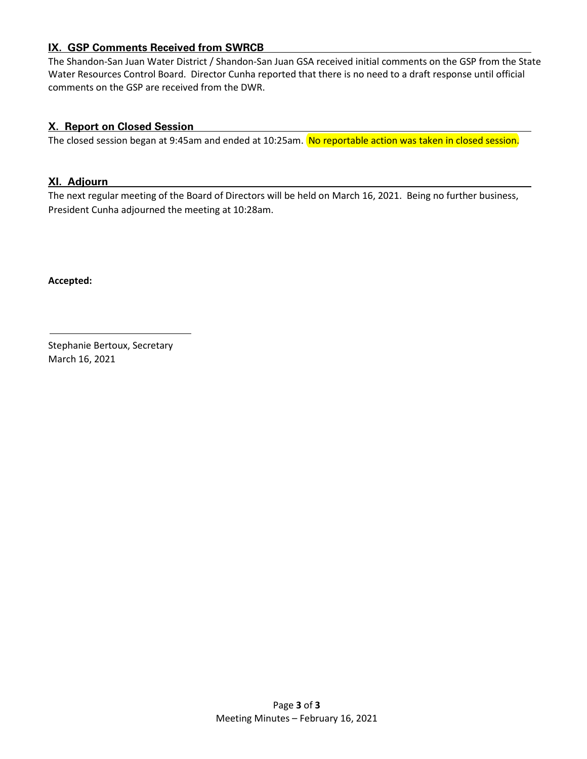## IX. GSP Comments Received from SWRCB

The Shandon-San Juan Water District / Shandon-San Juan GSA received initial comments on the GSP from the State Water Resources Control Board. Director Cunha reported that there is no need to a draft response until official comments on the GSP are received from the DWR.

## X. Report on Closed Session

The closed session began at 9:45am and ended at 10:25am. No reportable action was taken in closed session.

## XI. Adjourn

The next regular meeting of the Board of Directors will be held on March 16, 2021. Being no further business, President Cunha adjourned the meeting at 10:28am.

**Accepted:**

\_\_\_\_\_\_\_\_\_\_\_\_\_\_\_\_\_\_\_\_\_\_\_\_\_\_\_\_

Stephanie Bertoux, Secretary
March 16, 2021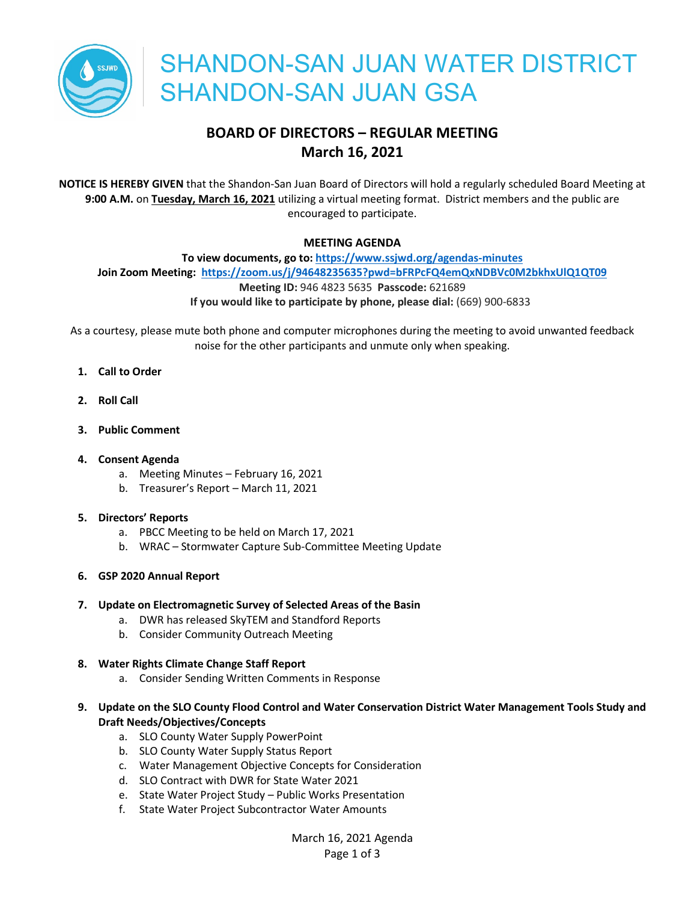# SHANDON-SAN JUAN WATER DISTRICT
# SHANDON-SAN JUAN GSA

## BOARD OF DIRECTORS – REGULAR MEETING
## March 16, 2021

**NOTICE IS HEREBY GIVEN** that the Shandon-San Juan Board of Directors will hold a regularly scheduled Board Meeting at **9:00 A.M.** on **Tuesday, March 16, 2021** utilizing a virtual meeting format. District members and the public are encouraged to participate.

**MEETING AGENDA**

**To view documents, go to:** **https://www.ssjwd.org/agendas-minutes**
**Join Zoom Meeting:** **https://zoom.us/j/94648235635?pwd=bFRPcFQ4emQxNDBVc0M2bkhxUlQ1QT09**
**Meeting ID:** 946 4823 5635 **Passcode:** 621689
**If you would like to participate by phone, please dial:** (669) 900-6833

As a courtesy, please mute both phone and computer microphones during the meeting to avoid unwanted feedback noise for the other participants and unmute only when speaking.

1. **Call to Order**
2. **Roll Call**
3. **Public Comment**
4. **Consent Agenda**
   a. Meeting Minutes – February 16, 2021
   b. Treasurer's Report – March 11, 2021
5. **Directors' Reports**
   a. PBCC Meeting to be held on March 17, 2021
   b. WRAC – Stormwater Capture Sub-Committee Meeting Update
6. **GSP 2020 Annual Report**
7. **Update on Electromagnetic Survey of Selected Areas of the Basin**
   a. DWR has released SkyTEM and Standford Reports
   b. Consider Community Outreach Meeting
8. **Water Rights Climate Change Staff Report**
   a. Consider Sending Written Comments in Response
9. **Update on the SLO County Flood Control and Water Conservation District Water Management Tools Study and Draft Needs/Objectives/Concepts**
   a. SLO County Water Supply PowerPoint
   b. SLO County Water Supply Status Report
   c. Water Management Objective Concepts for Consideration
   d. SLO Contract with DWR for State Water 2021
   e. State Water Project Study – Public Works Presentation
   f. State Water Project Subcontractor Water Amounts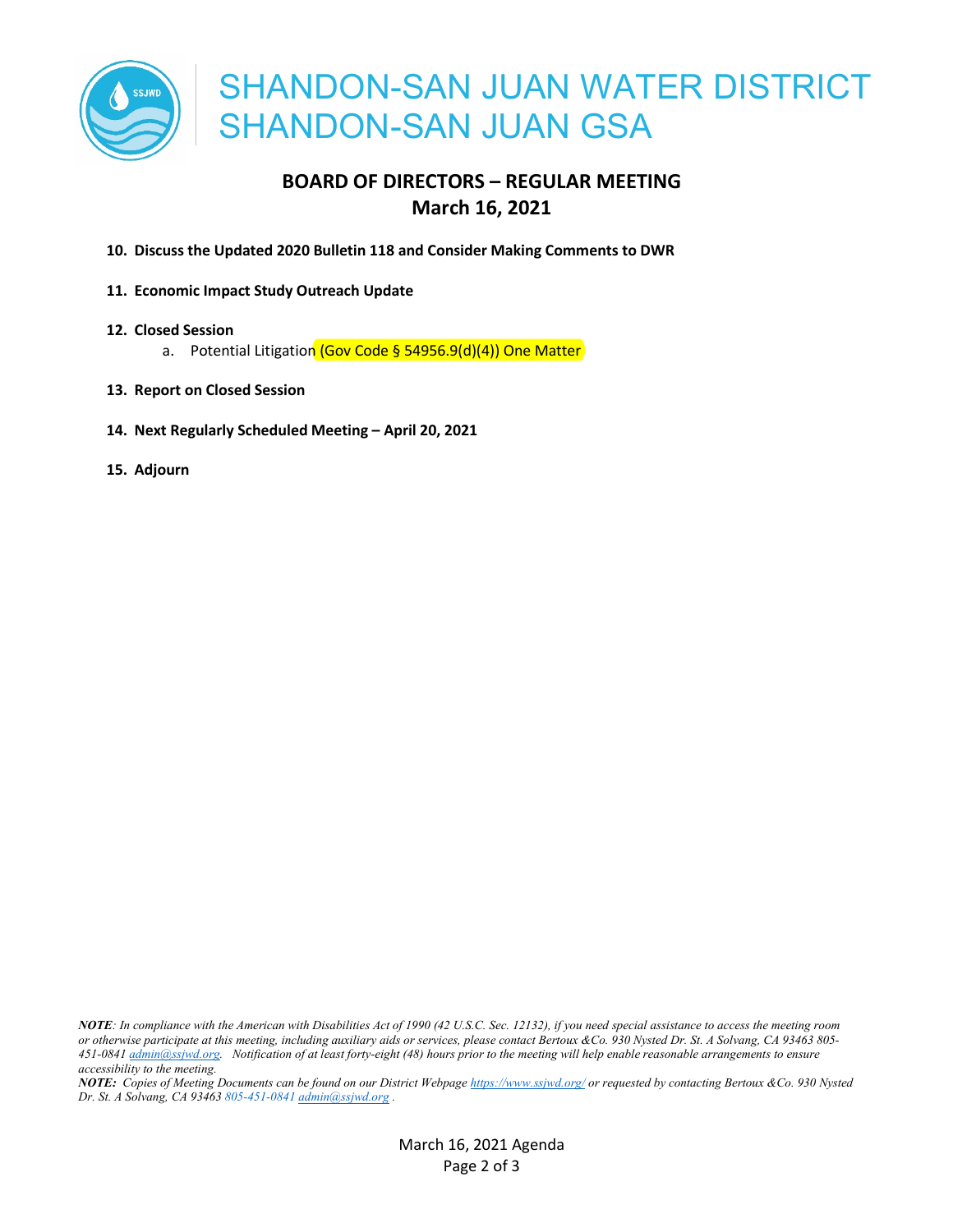# SHANDON-SAN JUAN WATER DISTRICT
# SHANDON-SAN JUAN GSA

## BOARD OF DIRECTORS – REGULAR MEETING
## March 16, 2021

10. **Discuss the Updated 2020 Bulletin 118 and Consider Making Comments to DWR**

11. **Economic Impact Study Outreach Update**

12. **Closed Session**
    a. Potential Litigation (Gov Code § 54956.9(d)(4)) One Matter

13. **Report on Closed Session**

14. **Next Regularly Scheduled Meeting – April 20, 2021**

15. **Adjourn**

***NOTE**: In compliance with the American with Disabilities Act of 1990 (42 U.S.C. Sec. 12132), if you need special assistance to access the meeting room or otherwise participate at this meeting, including auxiliary aids or services, please contact Bertoux &Co. 930 Nysted Dr. St. A Solvang, CA 93463 805-451-0841 admin@ssjwd.org. Notification of at least forty-eight (48) hours prior to the meeting will help enable reasonable arrangements to ensure accessibility to the meeting.*

***NOTE:** Copies of Meeting Documents can be found on our District Webpage https://www.ssjwd.org/ or requested by contacting Bertoux &Co. 930 Nysted Dr. St. A Solvang, CA 93463 805-451-0841 admin@ssjwd.org .*

March 16, 2021 Agenda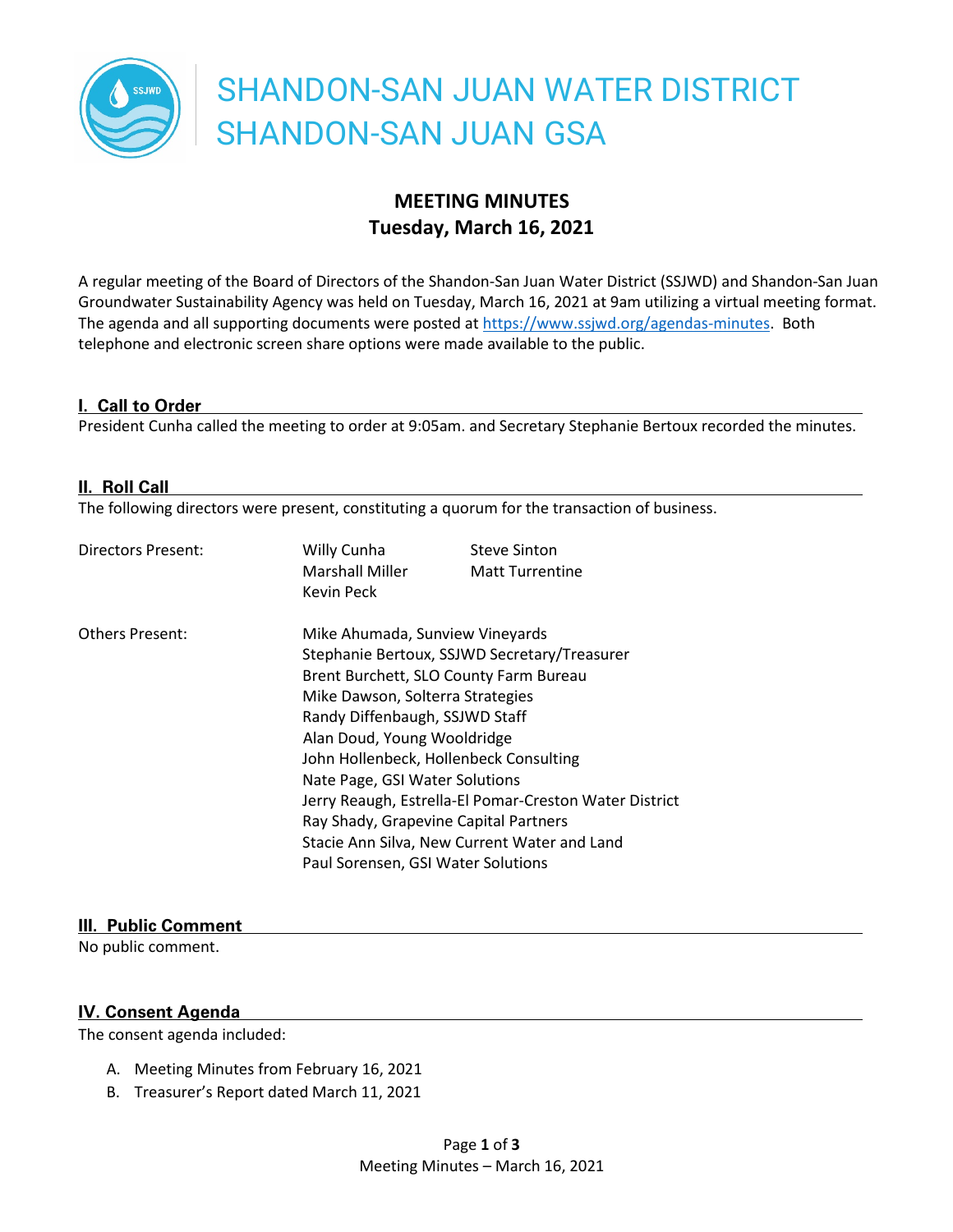# SHANDON-SAN JUAN WATER DISTRICT
# SHANDON-SAN JUAN GSA

## MEETING MINUTES
## Tuesday, March 16, 2021

A regular meeting of the Board of Directors of the Shandon-San Juan Water District (SSJWD) and Shandon-San Juan Groundwater Sustainability Agency was held on Tuesday, March 16, 2021 at 9am utilizing a virtual meeting format. The agenda and all supporting documents were posted at https://www.ssjwd.org/agendas-minutes. Both telephone and electronic screen share options were made available to the public.

### I. Call to Order

President Cunha called the meeting to order at 9:05am. and Secretary Stephanie Bertoux recorded the minutes.

### II. Roll Call

The following directors were present, constituting a quorum for the transaction of business.

Directors Present:
- Willy Cunha
- Marshall Miller
- Kevin Peck
- Steve Sinton
- Matt Turrentine

Others Present:
- Mike Ahumada, Sunview Vineyards
- Stephanie Bertoux, SSJWD Secretary/Treasurer
- Brent Burchett, SLO County Farm Bureau
- Mike Dawson, Solterra Strategies
- Randy Diffenbaugh, SSJWD Staff
- Alan Doud, Young Wooldridge
- John Hollenbeck, Hollenbeck Consulting
- Nate Page, GSI Water Solutions
- Jerry Reaugh, Estrella-El Pomar-Creston Water District
- Ray Shady, Grapevine Capital Partners
- Stacie Ann Silva, New Current Water and Land
- Paul Sorensen, GSI Water Solutions

### III. Public Comment

No public comment.

### IV. Consent Agenda

The consent agenda included:

A. Meeting Minutes from February 16, 2021
B. Treasurer's Report dated March 11, 2021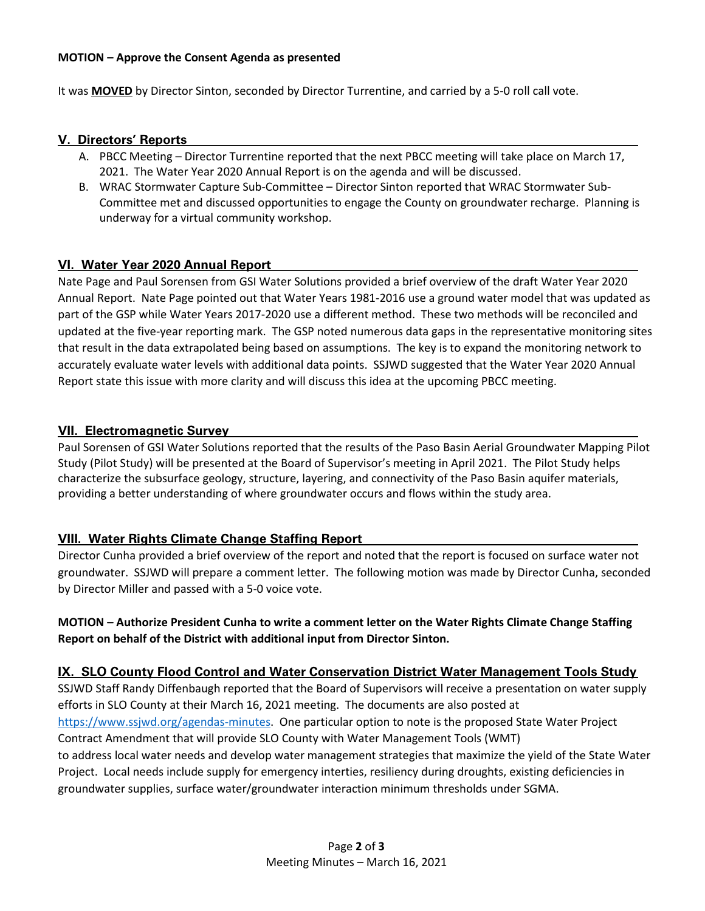**MOTION – Approve the Consent Agenda as presented**

It was **MOVED** by Director Sinton, seconded by Director Turrentine, and carried by a 5-0 roll call vote.

## V. Directors' Reports

A. PBCC Meeting – Director Turrentine reported that the next PBCC meeting will take place on March 17, 2021. The Water Year 2020 Annual Report is on the agenda and will be discussed.
B. WRAC Stormwater Capture Sub-Committee – Director Sinton reported that WRAC Stormwater Sub-Committee met and discussed opportunities to engage the County on groundwater recharge. Planning is underway for a virtual community workshop.

## VI. Water Year 2020 Annual Report

Nate Page and Paul Sorensen from GSI Water Solutions provided a brief overview of the draft Water Year 2020 Annual Report. Nate Page pointed out that Water Years 1981-2016 use a ground water model that was updated as part of the GSP while Water Years 2017-2020 use a different method. These two methods will be reconciled and updated at the five-year reporting mark. The GSP noted numerous data gaps in the representative monitoring sites that result in the data extrapolated being based on assumptions. The key is to expand the monitoring network to accurately evaluate water levels with additional data points. SSJWD suggested that the Water Year 2020 Annual Report state this issue with more clarity and will discuss this idea at the upcoming PBCC meeting.

## VII. Electromagnetic Survey

Paul Sorensen of GSI Water Solutions reported that the results of the Paso Basin Aerial Groundwater Mapping Pilot Study (Pilot Study) will be presented at the Board of Supervisor's meeting in April 2021. The Pilot Study helps characterize the subsurface geology, structure, layering, and connectivity of the Paso Basin aquifer materials, providing a better understanding of where groundwater occurs and flows within the study area.

## VIII. Water Rights Climate Change Staffing Report

Director Cunha provided a brief overview of the report and noted that the report is focused on surface water not groundwater. SSJWD will prepare a comment letter. The following motion was made by Director Cunha, seconded by Director Miller and passed with a 5-0 voice vote.

**MOTION – Authorize President Cunha to write a comment letter on the Water Rights Climate Change Staffing Report on behalf of the District with additional input from Director Sinton.**

## IX. SLO County Flood Control and Water Conservation District Water Management Tools Study

SSJWD Staff Randy Diffenbaugh reported that the Board of Supervisors will receive a presentation on water supply efforts in SLO County at their March 16, 2021 meeting. The documents are also posted at https://www.ssjwd.org/agendas-minutes. One particular option to note is the proposed State Water Project Contract Amendment that will provide SLO County with Water Management Tools (WMT) to address local water needs and develop water management strategies that maximize the yield of the State Water Project. Local needs include supply for emergency interties, resiliency during droughts, existing deficiencies in groundwater supplies, surface water/groundwater interaction minimum thresholds under SGMA.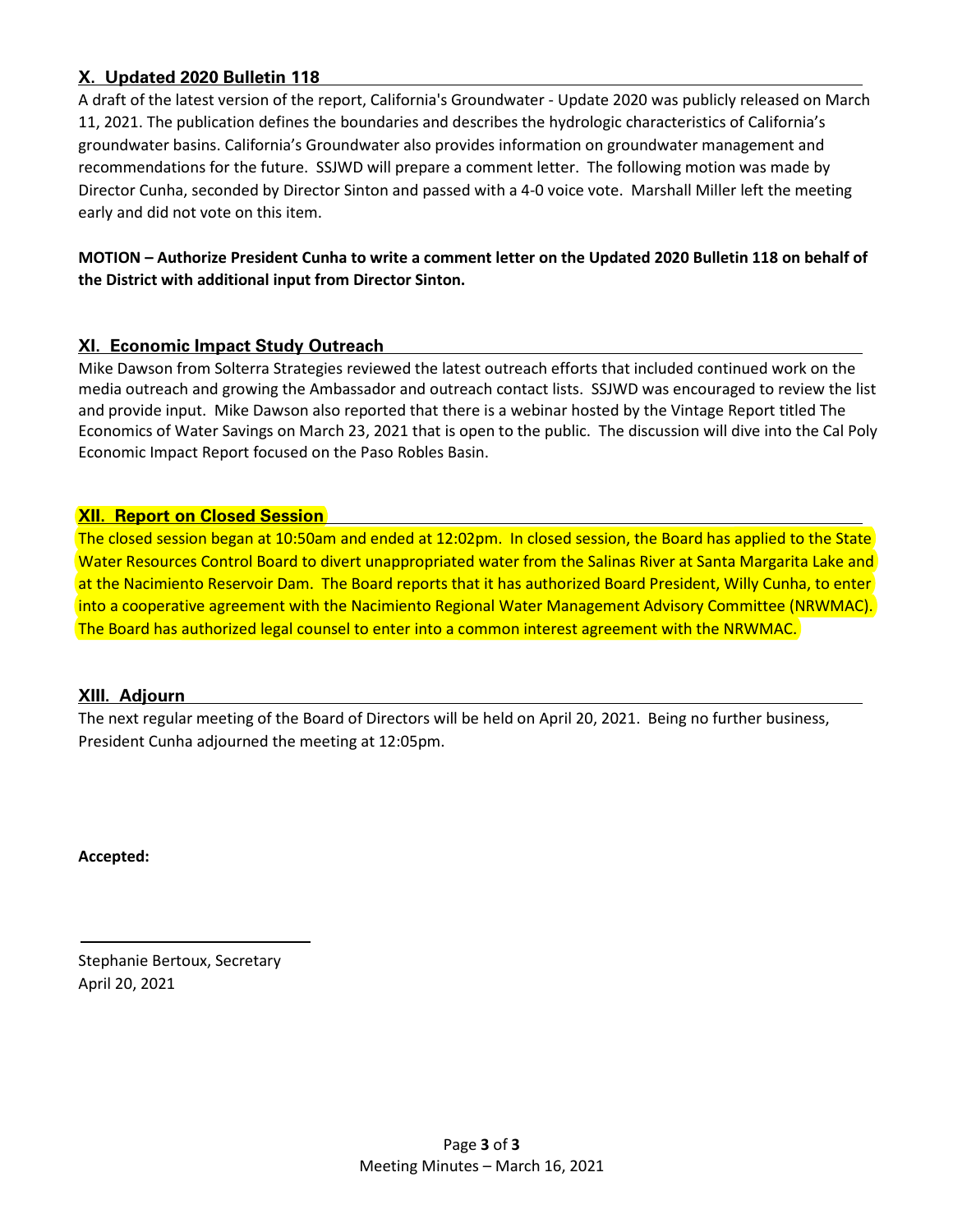## X. Updated 2020 Bulletin 118

A draft of the latest version of the report, California's Groundwater - Update 2020 was publicly released on March 11, 2021. The publication defines the boundaries and describes the hydrologic characteristics of California's groundwater basins. California's Groundwater also provides information on groundwater management and recommendations for the future. SSJWD will prepare a comment letter. The following motion was made by Director Cunha, seconded by Director Sinton and passed with a 4-0 voice vote. Marshall Miller left the meeting early and did not vote on this item.

**MOTION – Authorize President Cunha to write a comment letter on the Updated 2020 Bulletin 118 on behalf of the District with additional input from Director Sinton.**

## XI. Economic Impact Study Outreach

Mike Dawson from Solterra Strategies reviewed the latest outreach efforts that included continued work on the media outreach and growing the Ambassador and outreach contact lists. SSJWD was encouraged to review the list and provide input. Mike Dawson also reported that there is a webinar hosted by the Vintage Report titled The Economics of Water Savings on March 23, 2021 that is open to the public. The discussion will dive into the Cal Poly Economic Impact Report focused on the Paso Robles Basin.

## XII. Report on Closed Session

The closed session began at 10:50am and ended at 12:02pm. In closed session, the Board has applied to the State Water Resources Control Board to divert unappropriated water from the Salinas River at Santa Margarita Lake and at the Nacimiento Reservoir Dam. The Board reports that it has authorized Board President, Willy Cunha, to enter into a cooperative agreement with the Nacimiento Regional Water Management Advisory Committee (NRWMAC). The Board has authorized legal counsel to enter into a common interest agreement with the NRWMAC.

## XIII. Adjourn

The next regular meeting of the Board of Directors will be held on April 20, 2021. Being no further business, President Cunha adjourned the meeting at 12:05pm.

**Accepted:**

Stephanie Bertoux, Secretary
April 20, 2021